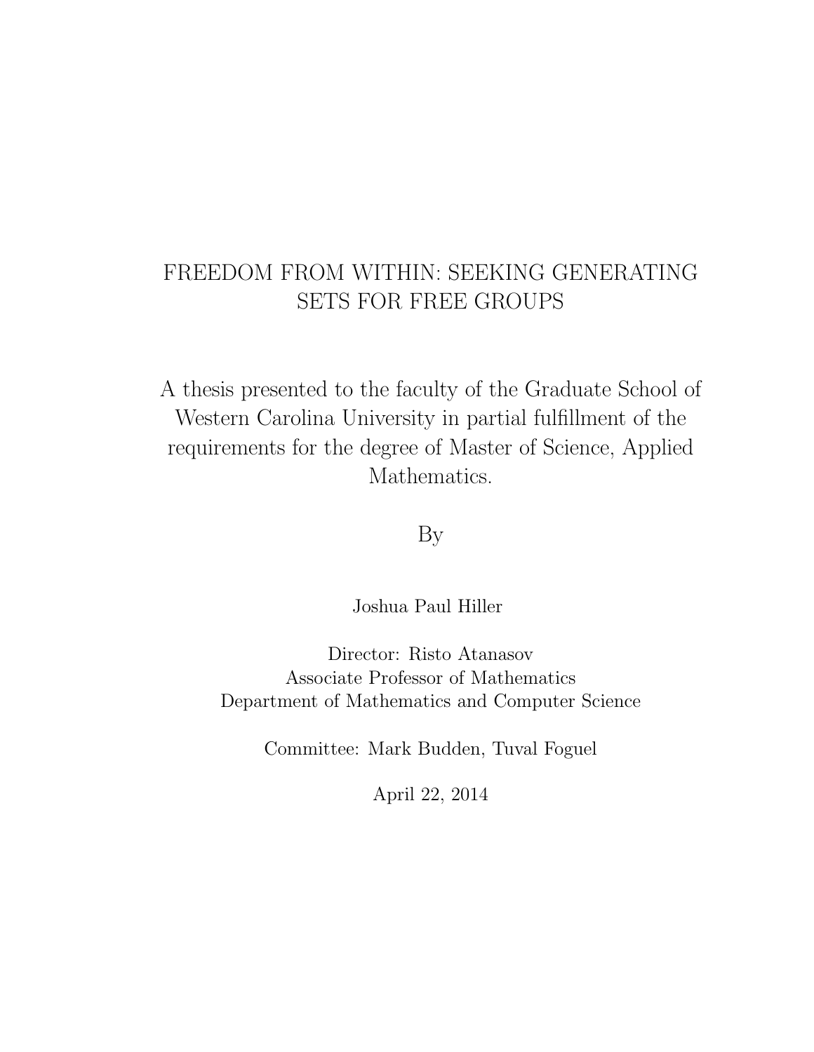# FREEDOM FROM WITHIN: SEEKING GENERATING SETS FOR FREE GROUPS

A thesis presented to the faculty of the Graduate School of Western Carolina University in partial fulfillment of the requirements for the degree of Master of Science, Applied Mathematics.

By

Joshua Paul Hiller

Director: Risto Atanasov
Associate Professor of Mathematics
Department of Mathematics and Computer Science

Committee: Mark Budden, Tuval Foguel

April 22, 2014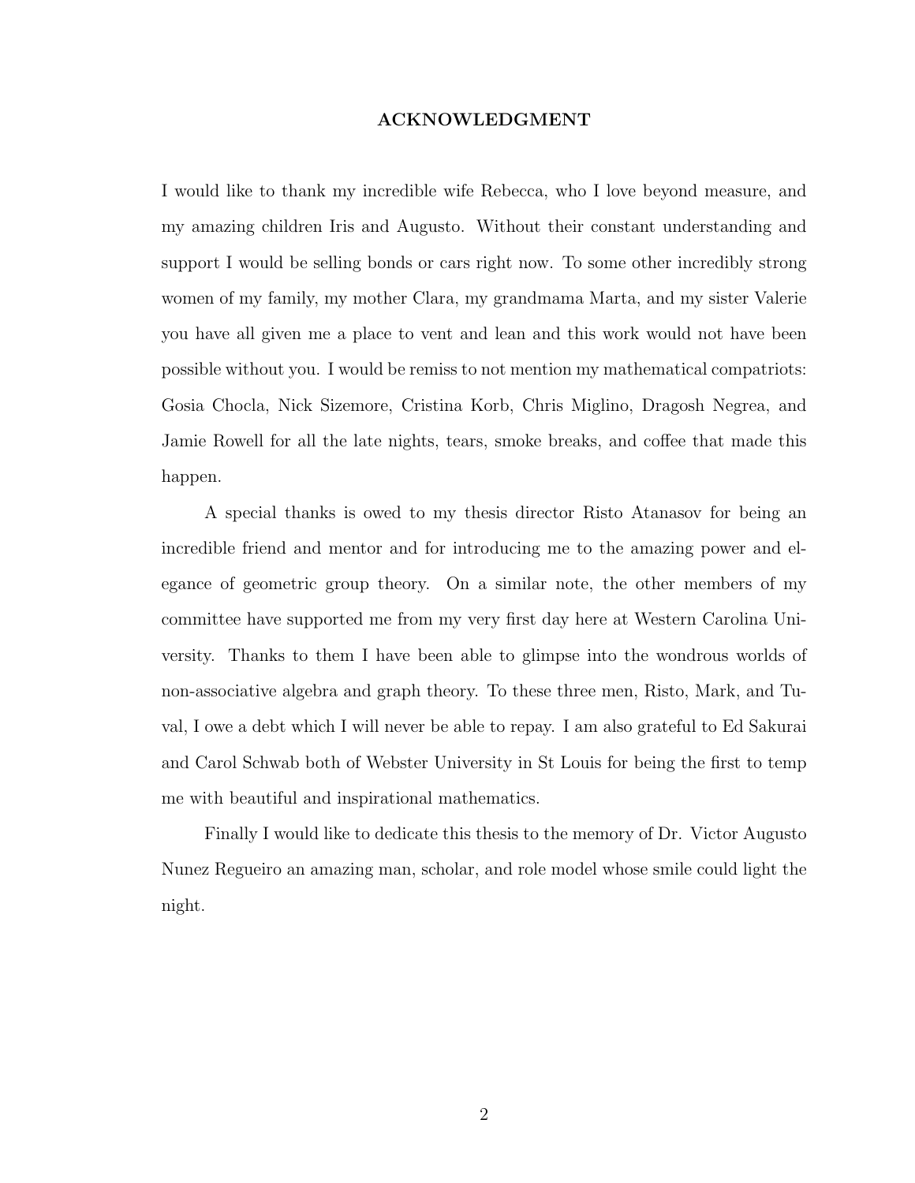# ACKNOWLEDGMENT

I would like to thank my incredible wife Rebecca, who I love beyond measure, and my amazing children Iris and Augusto. Without their constant understanding and support I would be selling bonds or cars right now. To some other incredibly strong women of my family, my mother Clara, my grandmama Marta, and my sister Valerie you have all given me a place to vent and lean and this work would not have been possible without you. I would be remiss to not mention my mathematical compatriots: Gosia Chocla, Nick Sizemore, Cristina Korb, Chris Miglino, Dragosh Negrea, and Jamie Rowell for all the late nights, tears, smoke breaks, and coffee that made this happen.

A special thanks is owed to my thesis director Risto Atanasov for being an incredible friend and mentor and for introducing me to the amazing power and elegance of geometric group theory. On a similar note, the other members of my committee have supported me from my very first day here at Western Carolina University. Thanks to them I have been able to glimpse into the wondrous worlds of non-associative algebra and graph theory. To these three men, Risto, Mark, and Tuval, I owe a debt which I will never be able to repay. I am also grateful to Ed Sakurai and Carol Schwab both of Webster University in St Louis for being the first to temp me with beautiful and inspirational mathematics.

Finally I would like to dedicate this thesis to the memory of Dr. Victor Augusto Nunez Regueiro an amazing man, scholar, and role model whose smile could light the night.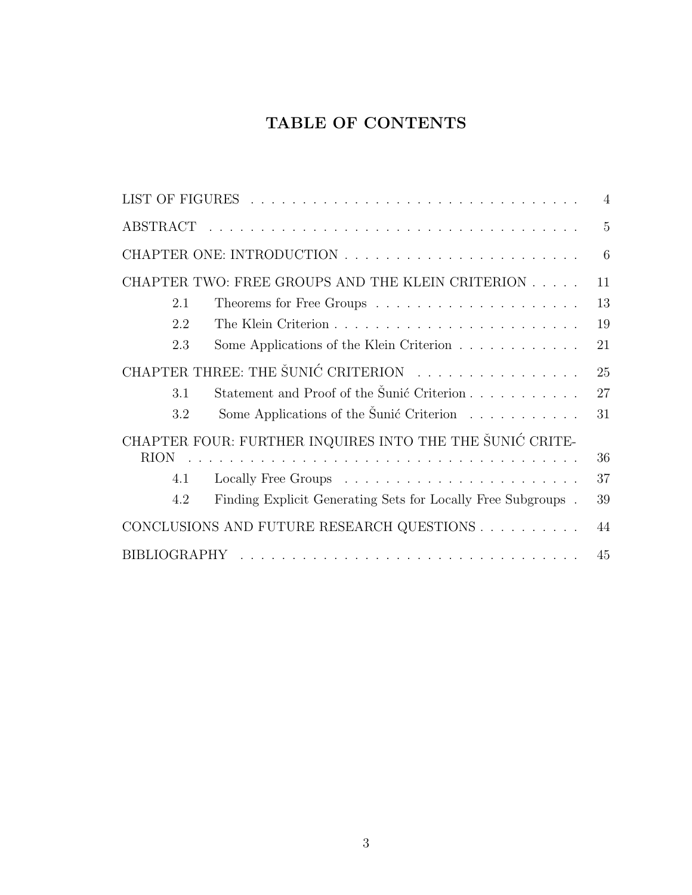# TABLE OF CONTENTS

| | | |
|---|---|---|
| LIST OF FIGURES | | 4 |
| ABSTRACT | | 5 |
| CHAPTER ONE: INTRODUCTION | | 6 |
| CHAPTER TWO: FREE GROUPS AND THE KLEIN CRITERION | | 11 |
| 2.1 | Theorems for Free Groups | 13 |
| 2.2 | The Klein Criterion | 19 |
| 2.3 | Some Applications of the Klein Criterion | 21 |
| CHAPTER THREE: THE ŠUNIĆ CRITERION | | 25 |
| 3.1 | Statement and Proof of the Šunić Criterion | 27 |
| 3.2 | Some Applications of the Šunić Criterion | 31 |
| CHAPTER FOUR: FURTHER INQUIRES INTO THE THE ŠUNIĆ CRITERION | | 36 |
| 4.1 | Locally Free Groups | 37 |
| 4.2 | Finding Explicit Generating Sets for Locally Free Subgroups | 39 |
| CONCLUSIONS AND FUTURE RESEARCH QUESTIONS | | 44 |
| BIBLIOGRAPHY | | 45 |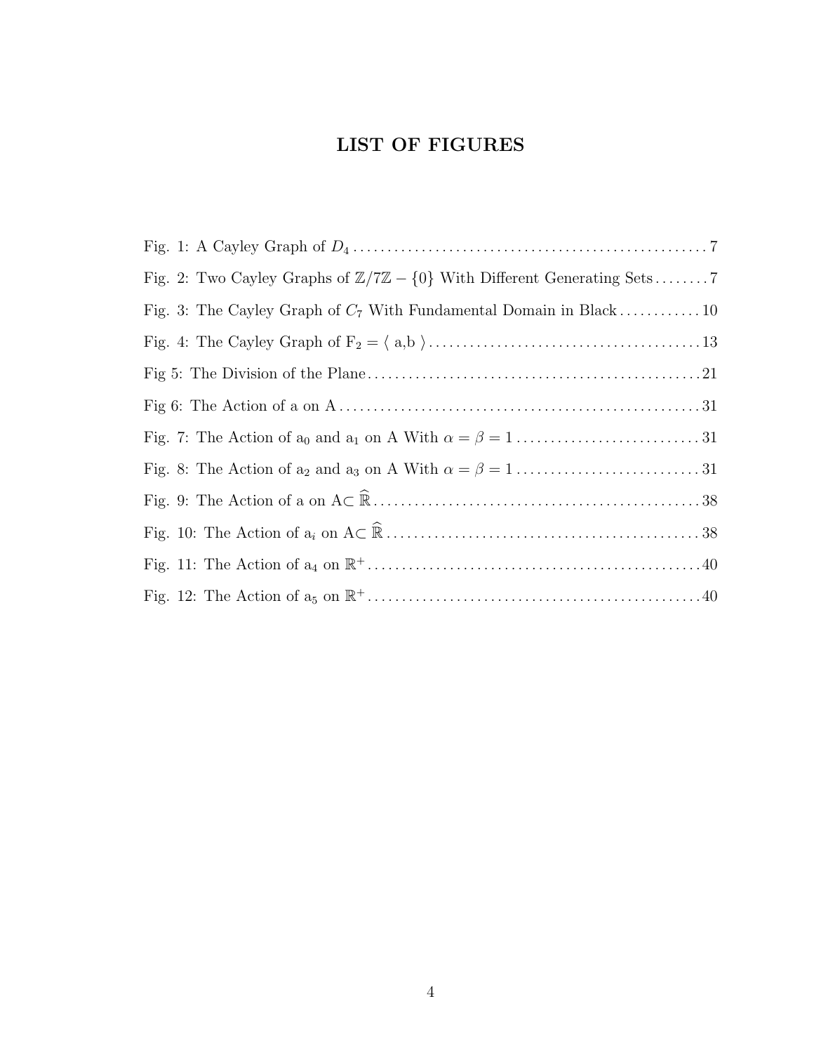## LIST OF FIGURES

Fig. 1: A Cayley Graph of $D_4$ .......... 7

Fig. 2: Two Cayley Graphs of $\mathbb{Z}/7\mathbb{Z} - \{0\}$ With Different Generating Sets .......... 7

Fig. 3: The Cayley Graph of $C_7$ With Fundamental Domain in Black .......... 10

Fig. 4: The Cayley Graph of $\mathrm{F}_2 = \langle$ a,b $\rangle$ .......... 13

Fig 5: The Division of the Plane .......... 21

Fig 6: The Action of a on A .......... 31

Fig. 7: The Action of $\mathrm{a}_0$ and $\mathrm{a}_1$ on A With $\alpha = \beta = 1$ .......... 31

Fig. 8: The Action of $\mathrm{a}_2$ and $\mathrm{a}_3$ on A With $\alpha = \beta = 1$ .......... 31

Fig. 9: The Action of a on A$\subset \widehat{\mathbb{R}}$ .......... 38

Fig. 10: The Action of $\mathrm{a}_i$ on A$\subset \widehat{\mathbb{R}}$ .......... 38

Fig. 11: The Action of $\mathrm{a}_4$ on $\mathbb{R}^+$ .......... 40

Fig. 12: The Action of $\mathrm{a}_5$ on $\mathbb{R}^+$ .......... 40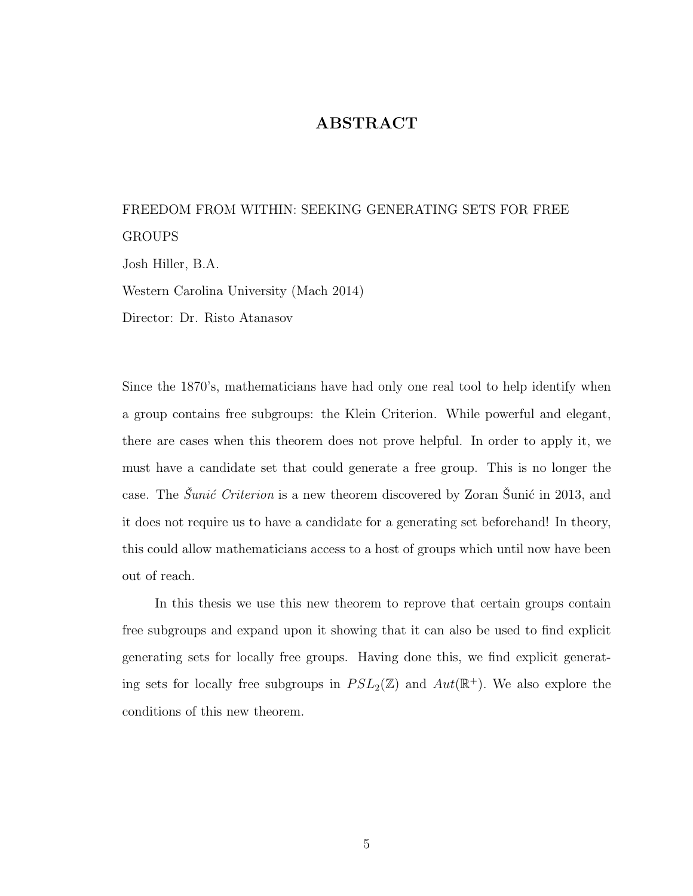# ABSTRACT

FREEDOM FROM WITHIN: SEEKING GENERATING SETS FOR FREE GROUPS

Josh Hiller, B.A.

Western Carolina University (Mach 2014)

Director: Dr. Risto Atanasov

Since the 1870's, mathematicians have had only one real tool to help identify when a group contains free subgroups: the Klein Criterion. While powerful and elegant, there are cases when this theorem does not prove helpful. In order to apply it, we must have a candidate set that could generate a free group. This is no longer the case. The *Šunić Criterion* is a new theorem discovered by Zoran Šunić in 2013, and it does not require us to have a candidate for a generating set beforehand! In theory, this could allow mathematicians access to a host of groups which until now have been out of reach.

In this thesis we use this new theorem to reprove that certain groups contain free subgroups and expand upon it showing that it can also be used to find explicit generating sets for locally free groups. Having done this, we find explicit generating sets for locally free subgroups in $PSL_2(\mathbb{Z})$ and $Aut(\mathbb{R}^+)$. We also explore the conditions of this new theorem.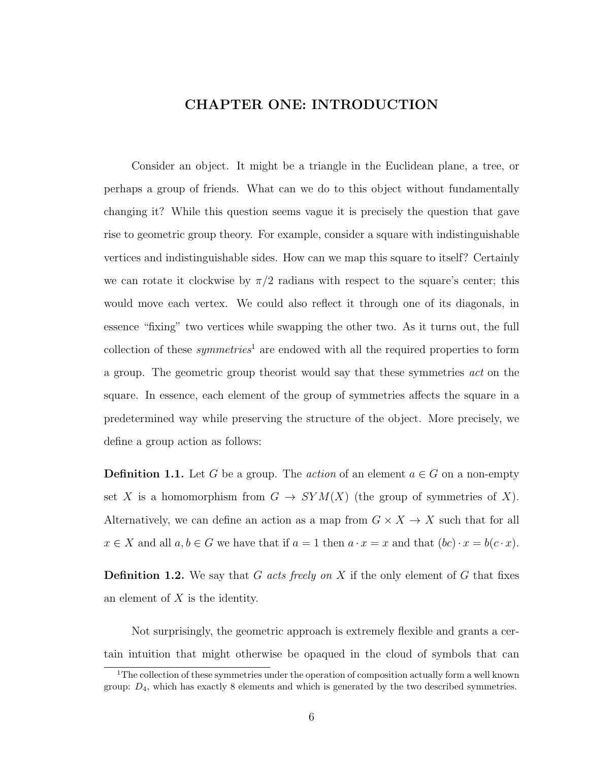# CHAPTER ONE: INTRODUCTION

Consider an object. It might be a triangle in the Euclidean plane, a tree, or perhaps a group of friends. What can we do to this object without fundamentally changing it? While this question seems vague it is precisely the question that gave rise to geometric group theory. For example, consider a square with indistinguishable vertices and indistinguishable sides. How can we map this square to itself? Certainly we can rotate it clockwise by $\pi/2$ radians with respect to the square's center; this would move each vertex. We could also reflect it through one of its diagonals, in essence "fixing" two vertices while swapping the other two. As it turns out, the full collection of these *symmetries*[1] are endowed with all the required properties to form a group. The geometric group theorist would say that these symmetries *act* on the square. In essence, each element of the group of symmetries affects the square in a predetermined way while preserving the structure of the object. More precisely, we define a group action as follows:

**Definition 1.1.** Let $G$ be a group. The *action* of an element $a \in G$ on a non-empty set $X$ is a homomorphism from $G \rightarrow SYM(X)$ (the group of symmetries of $X$). Alternatively, we can define an action as a map from $G \times X \rightarrow X$ such that for all $x \in X$ and all $a, b \in G$ we have that if $a = 1$ then $a \cdot x = x$ and that $(bc) \cdot x = b(c \cdot x)$.

**Definition 1.2.** We say that $G$ *acts freely on* $X$ if the only element of $G$ that fixes an element of $X$ is the identity.

Not surprisingly, the geometric approach is extremely flexible and grants a certain intuition that might otherwise be opaqued in the cloud of symbols that can

[1]The collection of these symmetries under the operation of composition actually form a well known group: $D_4$, which has exactly 8 elements and which is generated by the two described symmetries.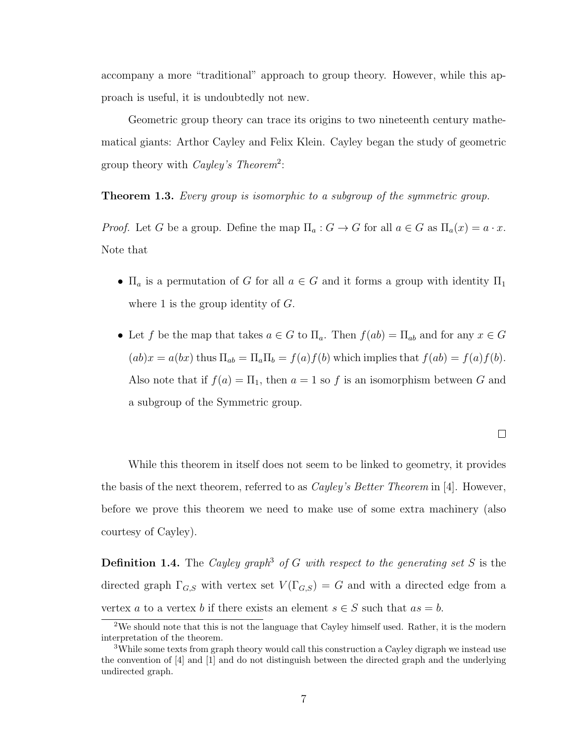accompany a more "traditional" approach to group theory. However, while this approach is useful, it is undoubtedly not new.

Geometric group theory can trace its origins to two nineteenth century mathematical giants: Arthor Cayley and Felix Klein. Cayley began the study of geometric group theory with *Cayley's Theorem*[2]:

**Theorem 1.3.** *Every group is isomorphic to a subgroup of the symmetric group.*

*Proof.* Let $G$ be a group. Define the map $\Pi_a : G \to G$ for all $a \in G$ as $\Pi_a(x) = a \cdot x$. Note that

- $\Pi_a$ is a permutation of $G$ for all $a \in G$ and it forms a group with identity $\Pi_1$ where 1 is the group identity of $G$.
- Let $f$ be the map that takes $a \in G$ to $\Pi_a$. Then $f(ab) = \Pi_{ab}$ and for any $x \in G$ $(ab)x = a(bx)$ thus $\Pi_{ab} = \Pi_a \Pi_b = f(a)f(b)$ which implies that $f(ab) = f(a)f(b)$. Also note that if $f(a) = \Pi_1$, then $a = 1$ so $f$ is an isomorphism between $G$ and a subgroup of the Symmetric group.

□

While this theorem in itself does not seem to be linked to geometry, it provides the basis of the next theorem, referred to as *Cayley's Better Theorem* in [4]. However, before we prove this theorem we need to make use of some extra machinery (also courtesy of Cayley).

**Definition 1.4.** The *Cayley graph*[3] *of $G$ with respect to the generating set $S$* is the directed graph $\Gamma_{G,S}$ with vertex set $V(\Gamma_{G,S}) = G$ and with a directed edge from a vertex $a$ to a vertex $b$ if there exists an element $s \in S$ such that $as = b$.

---

[2] We should note that this is not the language that Cayley himself used. Rather, it is the modern interpretation of the theorem.

[3] While some texts from graph theory would call this construction a Cayley digraph we instead use the convention of [4] and [1] and do not distinguish between the directed graph and the underlying undirected graph.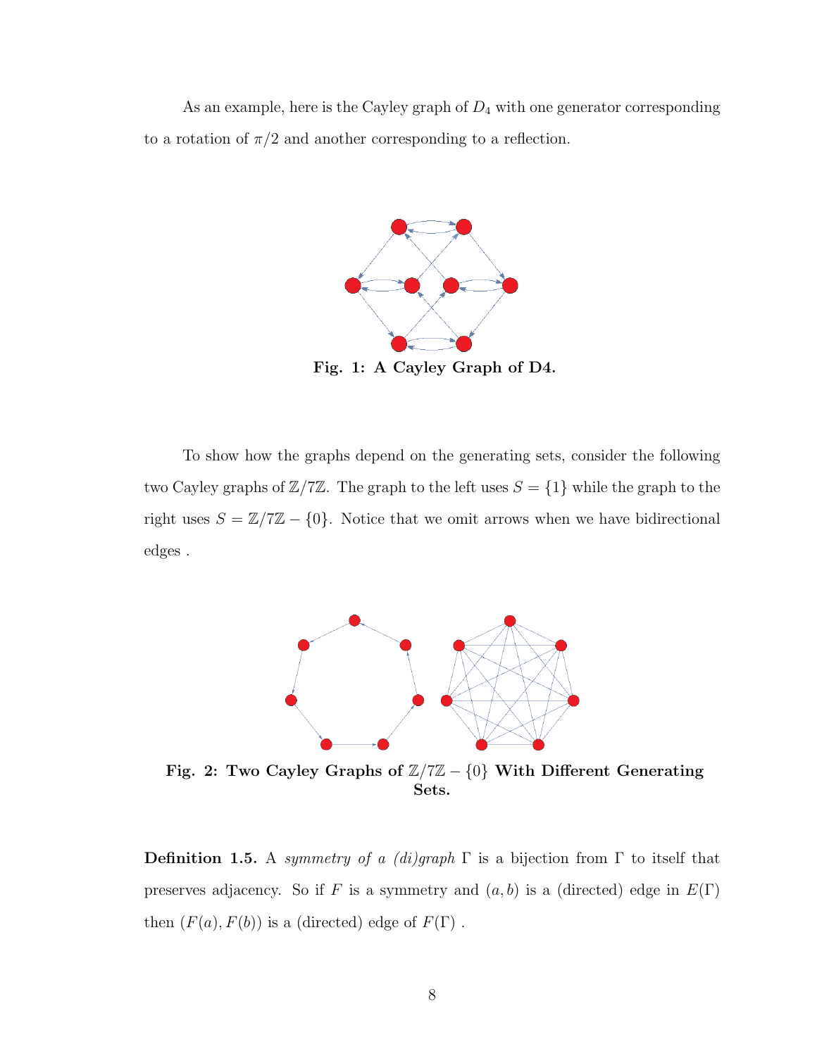As an example, here is the Cayley graph of $D_4$ with one generator corresponding to a rotation of $\pi/2$ and another corresponding to a reflection.

**Fig. 1: A Cayley Graph of D4.**

To show how the graphs depend on the generating sets, consider the following two Cayley graphs of $\mathbb{Z}/7\mathbb{Z}$. The graph to the left uses $S = \{1\}$ while the graph to the right uses $S = \mathbb{Z}/7\mathbb{Z} - \{0\}$. Notice that we omit arrows when we have bidirectional edges .

**Fig. 2: Two Cayley Graphs of $\mathbb{Z}/7\mathbb{Z} - \{0\}$ With Different Generating Sets.**

**Definition 1.5.** A *symmetry of a (di)graph* $\Gamma$ is a bijection from $\Gamma$ to itself that preserves adjacency. So if $F$ is a symmetry and $(a, b)$ is a (directed) edge in $E(\Gamma)$ then $(F(a), F(b))$ is a (directed) edge of $F(\Gamma)$ .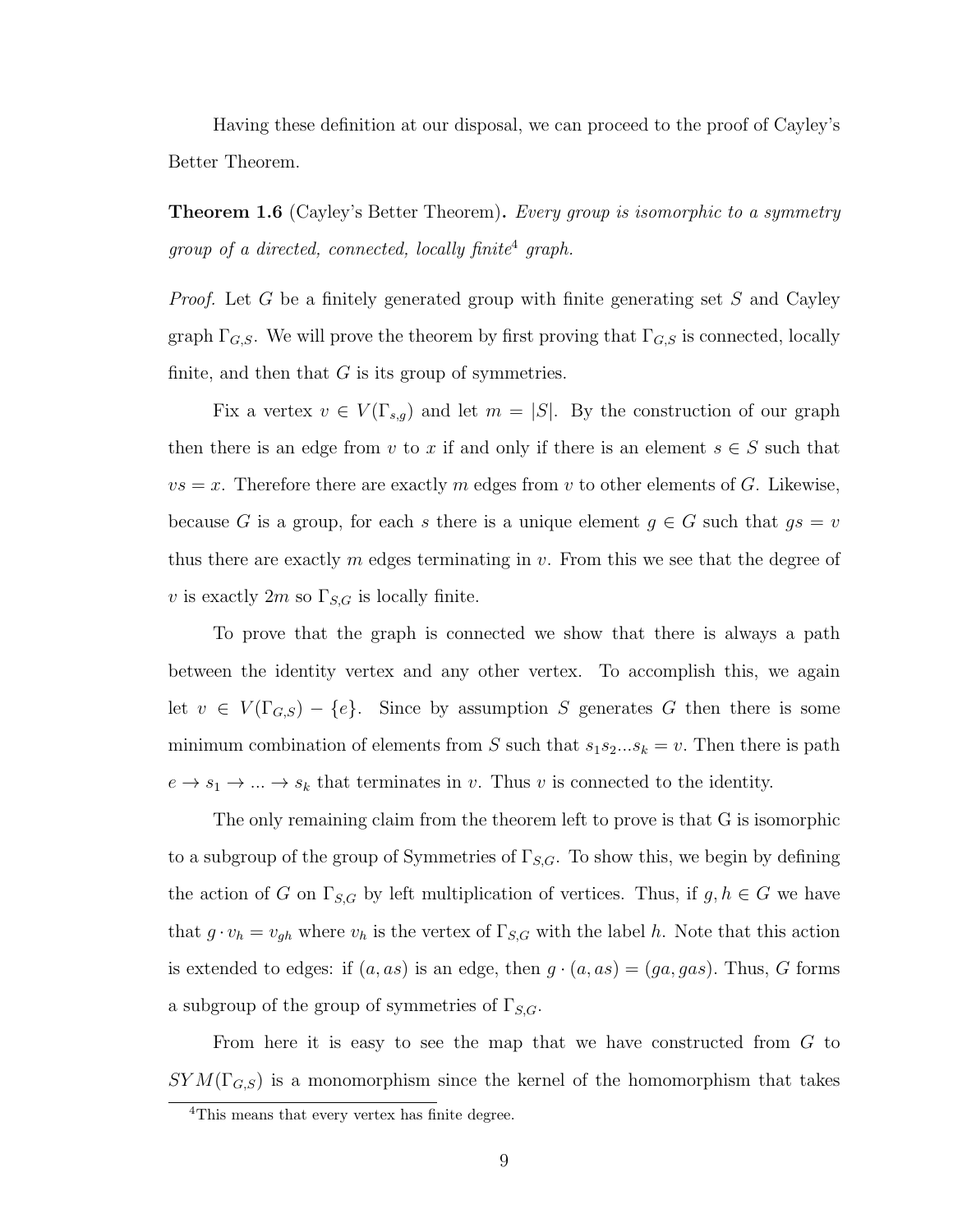Having these definition at our disposal, we can proceed to the proof of Cayley's Better Theorem.

**Theorem 1.6** (Cayley's Better Theorem)**.** *Every group is isomorphic to a symmetry group of a directed, connected, locally finite*[4] *graph.*

*Proof.* Let $G$ be a finitely generated group with finite generating set $S$ and Cayley graph $\Gamma_{G,S}$. We will prove the theorem by first proving that $\Gamma_{G,S}$ is connected, locally finite, and then that $G$ is its group of symmetries.

Fix a vertex $v \in V(\Gamma_{s,g})$ and let $m = |S|$. By the construction of our graph then there is an edge from $v$ to $x$ if and only if there is an element $s \in S$ such that $vs = x$. Therefore there are exactly $m$ edges from $v$ to other elements of $G$. Likewise, because $G$ is a group, for each $s$ there is a unique element $g \in G$ such that $gs = v$ thus there are exactly $m$ edges terminating in $v$. From this we see that the degree of $v$ is exactly $2m$ so $\Gamma_{S,G}$ is locally finite.

To prove that the graph is connected we show that there is always a path between the identity vertex and any other vertex. To accomplish this, we again let $v \in V(\Gamma_{G,S}) - \{e\}$. Since by assumption $S$ generates $G$ then there is some minimum combination of elements from $S$ such that $s_1 s_2 ... s_k = v$. Then there is path $e \to s_1 \to ... \to s_k$ that terminates in $v$. Thus $v$ is connected to the identity.

The only remaining claim from the theorem left to prove is that G is isomorphic to a subgroup of the group of Symmetries of $\Gamma_{S,G}$. To show this, we begin by defining the action of $G$ on $\Gamma_{S,G}$ by left multiplication of vertices. Thus, if $g, h \in G$ we have that $g \cdot v_h = v_{gh}$ where $v_h$ is the vertex of $\Gamma_{S,G}$ with the label $h$. Note that this action is extended to edges: if $(a, as)$ is an edge, then $g \cdot (a, as) = (ga, gas)$. Thus, $G$ forms a subgroup of the group of symmetries of $\Gamma_{S,G}$.

From here it is easy to see the map that we have constructed from $G$ to $SYM(\Gamma_{G,S})$ is a monomorphism since the kernel of the homomorphism that takes

[4] This means that every vertex has finite degree.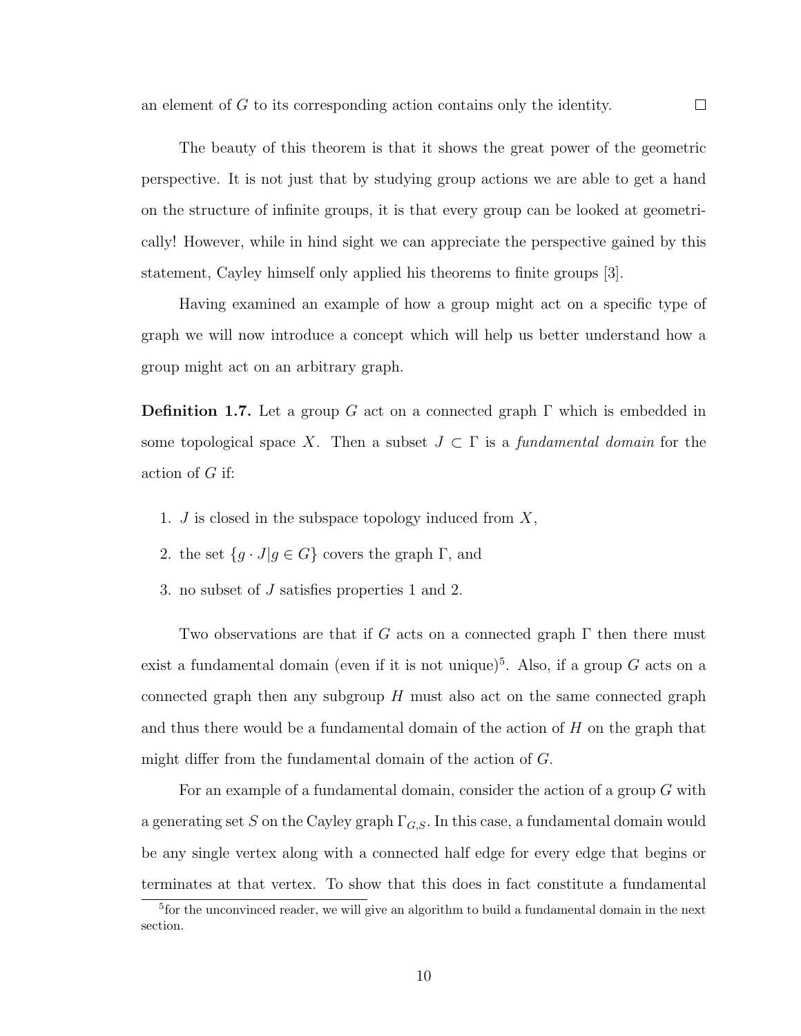an element of $G$ to its corresponding action contains only the identity. □

The beauty of this theorem is that it shows the great power of the geometric perspective. It is not just that by studying group actions we are able to get a hand on the structure of infinite groups, it is that every group can be looked at geometrically! However, while in hind sight we can appreciate the perspective gained by this statement, Cayley himself only applied his theorems to finite groups [3].

Having examined an example of how a group might act on a specific type of graph we will now introduce a concept which will help us better understand how a group might act on an arbitrary graph.

**Definition 1.7.** Let a group $G$ act on a connected graph $\Gamma$ which is embedded in some topological space $X$. Then a subset $J \subset \Gamma$ is a *fundamental domain* for the action of $G$ if:

1. $J$ is closed in the subspace topology induced from $X$,
2. the set $\{g \cdot J | g \in G\}$ covers the graph $\Gamma$, and
3. no subset of $J$ satisfies properties 1 and 2.

Two observations are that if $G$ acts on a connected graph $\Gamma$ then there must exist a fundamental domain (even if it is not unique)[5]. Also, if a group $G$ acts on a connected graph then any subgroup $H$ must also act on the same connected graph and thus there would be a fundamental domain of the action of $H$ on the graph that might differ from the fundamental domain of the action of $G$.

For an example of a fundamental domain, consider the action of a group $G$ with a generating set $S$ on the Cayley graph $\Gamma_{G,S}$. In this case, a fundamental domain would be any single vertex along with a connected half edge for every edge that begins or terminates at that vertex. To show that this does in fact constitute a fundamental

[5] for the unconvinced reader, we will give an algorithm to build a fundamental domain in the next section.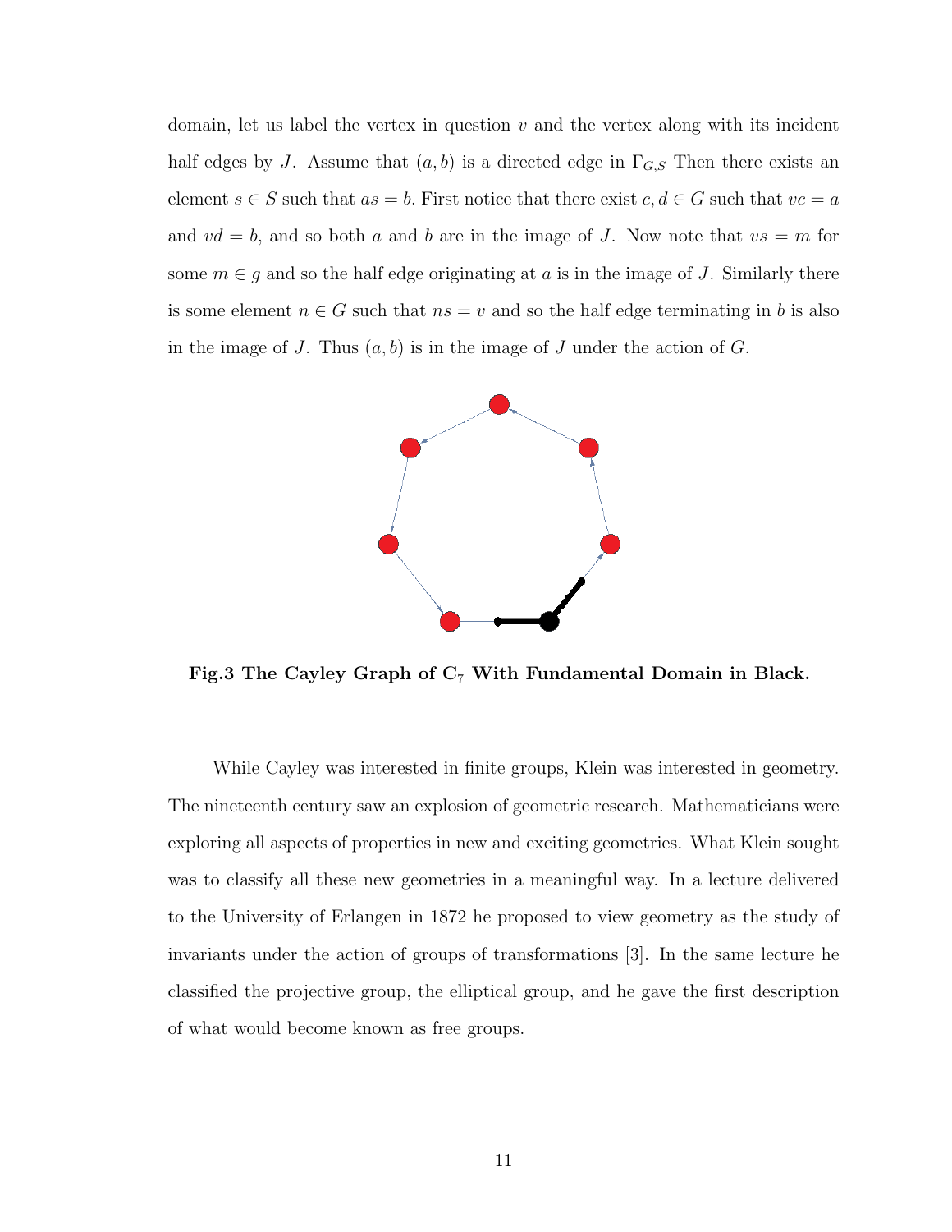domain, let us label the vertex in question $v$ and the vertex along with its incident half edges by $J$. Assume that $(a, b)$ is a directed edge in $\Gamma_{G,S}$ Then there exists an element $s \in S$ such that $as = b$. First notice that there exist $c, d \in G$ such that $vc = a$ and $vd = b$, and so both $a$ and $b$ are in the image of $J$. Now note that $vs = m$ for some $m \in g$ and so the half edge originating at $a$ is in the image of $J$. Similarly there is some element $n \in G$ such that $ns = v$ and so the half edge terminating in $b$ is also in the image of $J$. Thus $(a, b)$ is in the image of $J$ under the action of $G$.

**Fig.3 The Cayley Graph of $C_7$ With Fundamental Domain in Black.**

While Cayley was interested in finite groups, Klein was interested in geometry. The nineteenth century saw an explosion of geometric research. Mathematicians were exploring all aspects of properties in new and exciting geometries. What Klein sought was to classify all these new geometries in a meaningful way. In a lecture delivered to the University of Erlangen in 1872 he proposed to view geometry as the study of invariants under the action of groups of transformations [3]. In the same lecture he classified the projective group, the elliptical group, and he gave the first description of what would become known as free groups.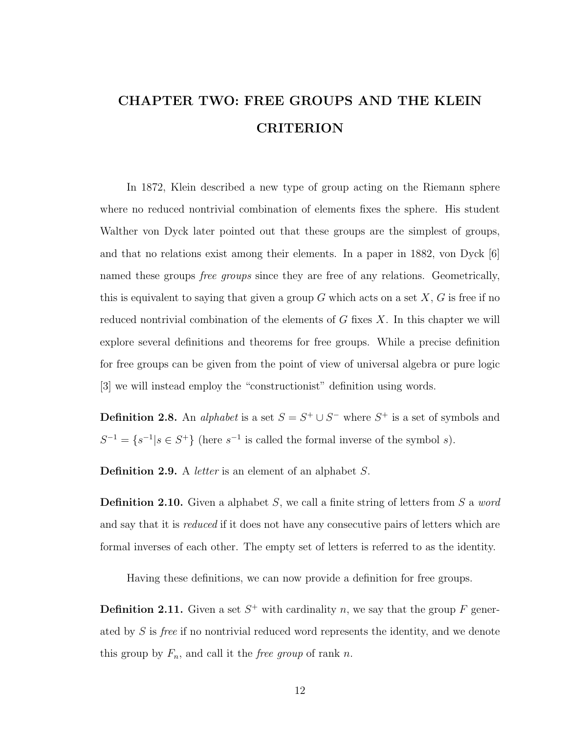# CHAPTER TWO: FREE GROUPS AND THE KLEIN CRITERION

In 1872, Klein described a new type of group acting on the Riemann sphere where no reduced nontrivial combination of elements fixes the sphere. His student Walther von Dyck later pointed out that these groups are the simplest of groups, and that no relations exist among their elements. In a paper in 1882, von Dyck [6] named these groups *free groups* since they are free of any relations. Geometrically, this is equivalent to saying that given a group $G$ which acts on a set $X$, $G$ is free if no reduced nontrivial combination of the elements of $G$ fixes $X$. In this chapter we will explore several definitions and theorems for free groups. While a precise definition for free groups can be given from the point of view of universal algebra or pure logic [3] we will instead employ the "constructionist" definition using words.

**Definition 2.8.** An *alphabet* is a set $S = S^+ \cup S^-$ where $S^+$ is a set of symbols and $S^{-1} = \{s^{-1} | s \in S^+\}$ (here $s^{-1}$ is called the formal inverse of the symbol $s$).

**Definition 2.9.** A *letter* is an element of an alphabet $S$.

**Definition 2.10.** Given a alphabet $S$, we call a finite string of letters from $S$ a *word* and say that it is *reduced* if it does not have any consecutive pairs of letters which are formal inverses of each other. The empty set of letters is referred to as the identity.

Having these definitions, we can now provide a definition for free groups.

**Definition 2.11.** Given a set $S^+$ with cardinality $n$, we say that the group $F$ generated by $S$ is *free* if no nontrivial reduced word represents the identity, and we denote this group by $F_n$, and call it the *free group* of rank $n$.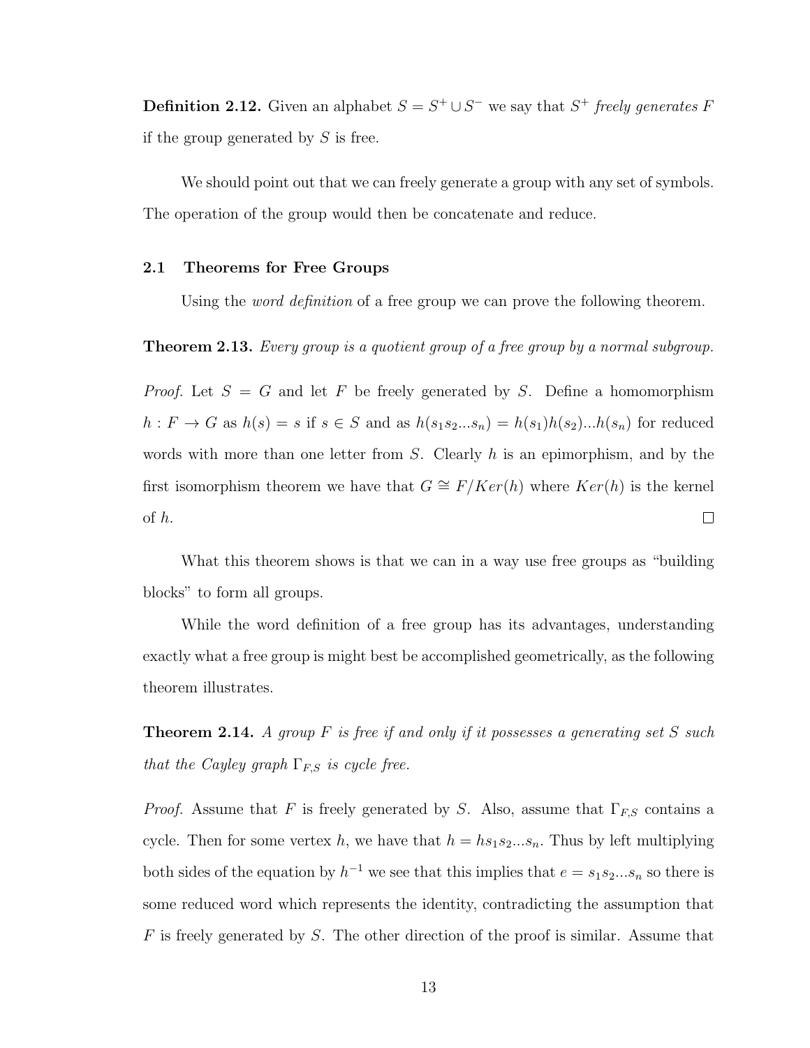**Definition 2.12.** Given an alphabet $S = S^+ \cup S^-$ we say that $S^+$ *freely generates* $F$ if the group generated by $S$ is free.

We should point out that we can freely generate a group with any set of symbols. The operation of the group would then be concatenate and reduce.

## 2.1 Theorems for Free Groups

Using the *word definition* of a free group we can prove the following theorem.

**Theorem 2.13.** *Every group is a quotient group of a free group by a normal subgroup.*

*Proof.* Let $S = G$ and let $F$ be freely generated by $S$. Define a homomorphism $h : F \to G$ as $h(s) = s$ if $s \in S$ and as $h(s_1 s_2 ... s_n) = h(s_1)h(s_2)...h(s_n)$ for reduced words with more than one letter from $S$. Clearly $h$ is an epimorphism, and by the first isomorphism theorem we have that $G \cong F/Ker(h)$ where $Ker(h)$ is the kernel of $h$. □

What this theorem shows is that we can in a way use free groups as "building blocks" to form all groups.

While the word definition of a free group has its advantages, understanding exactly what a free group is might best be accomplished geometrically, as the following theorem illustrates.

**Theorem 2.14.** *A group $F$ is free if and only if it possesses a generating set $S$ such that the Cayley graph $\Gamma_{F,S}$ is cycle free.*

*Proof.* Assume that $F$ is freely generated by $S$. Also, assume that $\Gamma_{F,S}$ contains a cycle. Then for some vertex $h$, we have that $h = hs_1 s_2 ... s_n$. Thus by left multiplying both sides of the equation by $h^{-1}$ we see that this implies that $e = s_1 s_2 ... s_n$ so there is some reduced word which represents the identity, contradicting the assumption that $F$ is freely generated by $S$. The other direction of the proof is similar. Assume that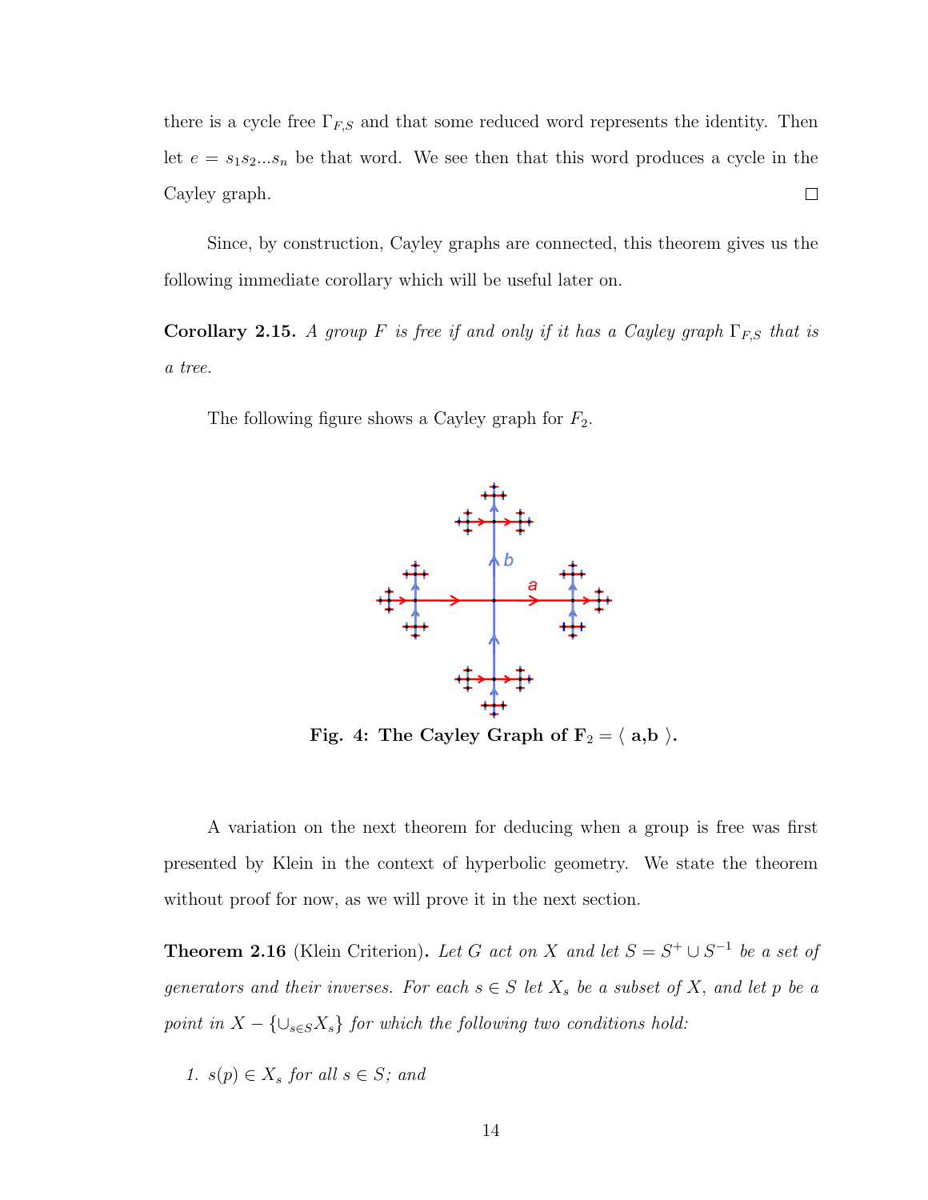there is a cycle free $\Gamma_{F,S}$ and that some reduced word represents the identity. Then let $e = s_1 s_2 ... s_n$ be that word. We see then that this word produces a cycle in the Cayley graph. □

Since, by construction, Cayley graphs are connected, this theorem gives us the following immediate corollary which will be useful later on.

**Corollary 2.15.** *A group $F$ is free if and only if it has a Cayley graph $\Gamma_{F,S}$ that is a tree.*

The following figure shows a Cayley graph for $F_2$.

**Fig. 4: The Cayley Graph of $\mathbf{F}_2 = \langle$ a,b $\rangle$.**

A variation on the next theorem for deducing when a group is free was first presented by Klein in the context of hyperbolic geometry. We state the theorem without proof for now, as we will prove it in the next section.

**Theorem 2.16** (Klein Criterion)**.** *Let $G$ act on $X$ and let $S = S^{+} \cup S^{-1}$ be a set of generators and their inverses. For each $s \in S$ let $X_s$ be a subset of $X$, and let $p$ be a point in $X - \{\cup_{s \in S} X_s\}$ for which the following two conditions hold:*

1. *$s(p) \in X_s$ for all $s \in S$; and*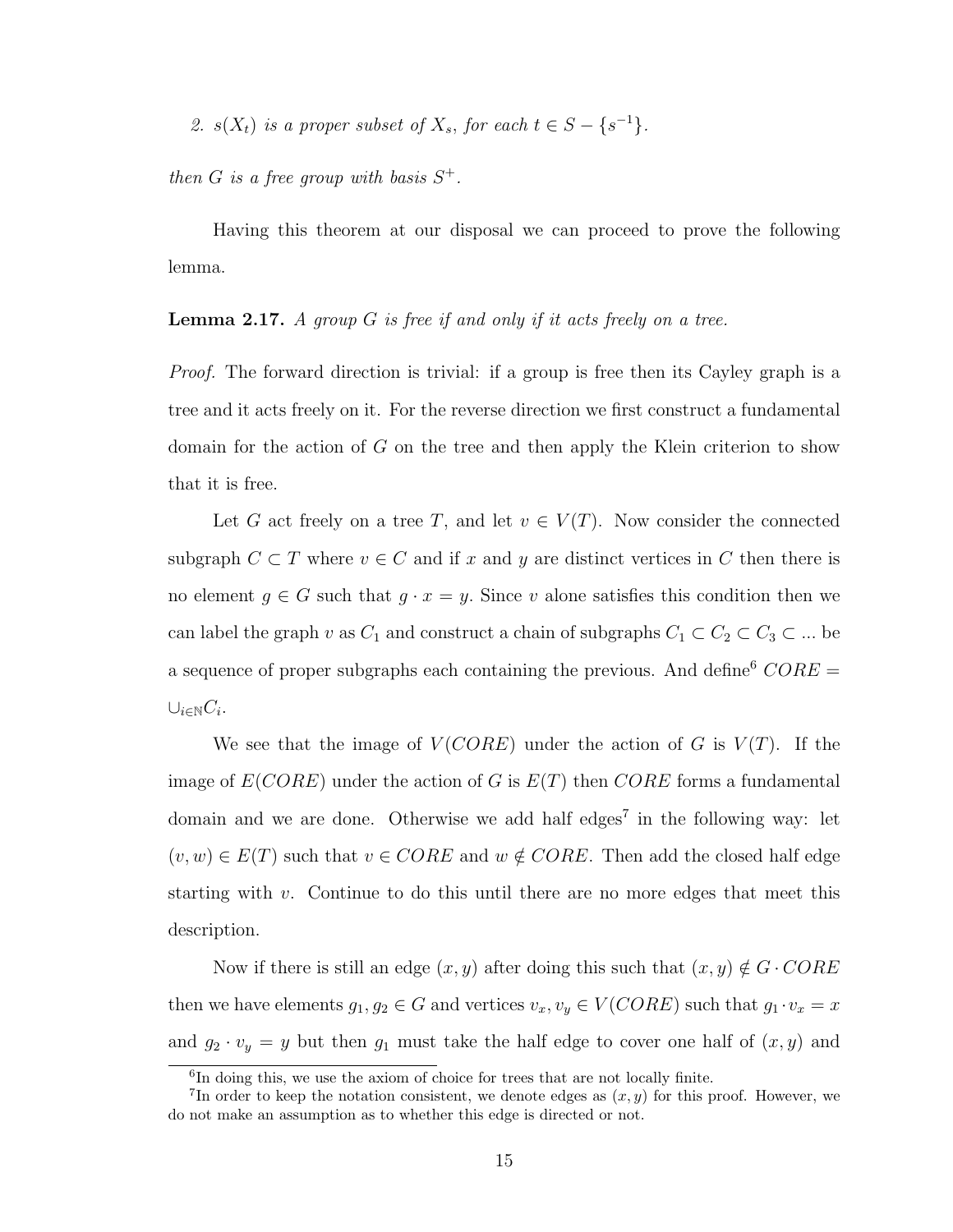*2. $s(X_t)$ is a proper subset of $X_s$, for each $t \in S - \{s^{-1}\}$.*

*then $G$ is a free group with basis $S^+$.*

Having this theorem at our disposal we can proceed to prove the following lemma.

**Lemma 2.17.** *A group $G$ is free if and only if it acts freely on a tree.*

*Proof.* The forward direction is trivial: if a group is free then its Cayley graph is a tree and it acts freely on it. For the reverse direction we first construct a fundamental domain for the action of $G$ on the tree and then apply the Klein criterion to show that it is free.

Let $G$ act freely on a tree $T$, and let $v \in V(T)$. Now consider the connected subgraph $C \subset T$ where $v \in C$ and if $x$ and $y$ are distinct vertices in $C$ then there is no element $g \in G$ such that $g \cdot x = y$. Since $v$ alone satisfies this condition then we can label the graph $v$ as $C_1$ and construct a chain of subgraphs $C_1 \subset C_2 \subset C_3 \subset ...$ be a sequence of proper subgraphs each containing the previous. And define[6] $CORE = \cup_{i \in \mathbb{N}} C_i$.

We see that the image of $V(CORE)$ under the action of $G$ is $V(T)$. If the image of $E(CORE)$ under the action of $G$ is $E(T)$ then $CORE$ forms a fundamental domain and we are done. Otherwise we add half edges[7] in the following way: let $(v, w) \in E(T)$ such that $v \in CORE$ and $w \notin CORE$. Then add the closed half edge starting with $v$. Continue to do this until there are no more edges that meet this description.

Now if there is still an edge $(x, y)$ after doing this such that $(x, y) \notin G \cdot CORE$ then we have elements $g_1, g_2 \in G$ and vertices $v_x, v_y \in V(CORE)$ such that $g_1 \cdot v_x = x$ and $g_2 \cdot v_y = y$ but then $g_1$ must take the half edge to cover one half of $(x, y)$ and

---

[6] In doing this, we use the axiom of choice for trees that are not locally finite.

[7] In order to keep the notation consistent, we denote edges as $(x, y)$ for this proof. However, we do not make an assumption as to whether this edge is directed or not.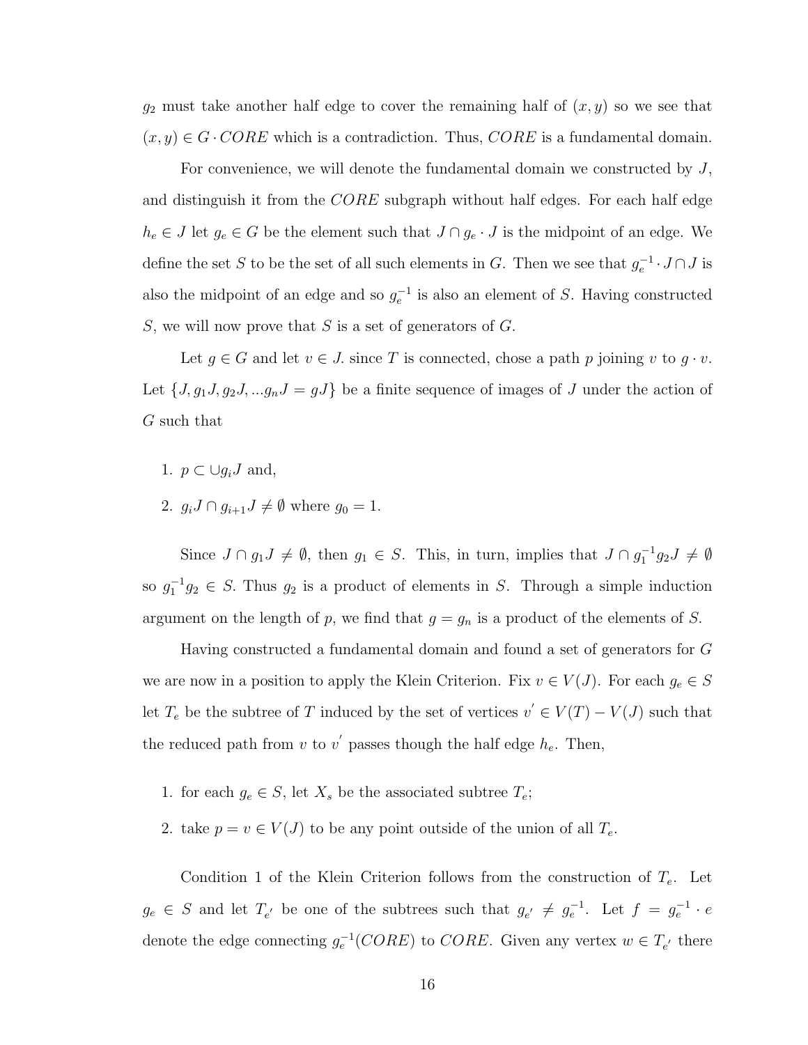$g_2$ must take another half edge to cover the remaining half of $(x, y)$ so we see that $(x, y) \in G \cdot CORE$ which is a contradiction. Thus, $CORE$ is a fundamental domain.

For convenience, we will denote the fundamental domain we constructed by $J$, and distinguish it from the $CORE$ subgraph without half edges. For each half edge $h_e \in J$ let $g_e \in G$ be the element such that $J \cap g_e \cdot J$ is the midpoint of an edge. We define the set $S$ to be the set of all such elements in $G$. Then we see that $g_e^{-1} \cdot J \cap J$ is also the midpoint of an edge and so $g_e^{-1}$ is also an element of $S$. Having constructed $S$, we will now prove that $S$ is a set of generators of $G$.

Let $g \in G$ and let $v \in J$. since $T$ is connected, chose a path $p$ joining $v$ to $g \cdot v$. Let $\{J, g_1 J, g_2 J, ... g_n J = gJ\}$ be a finite sequence of images of $J$ under the action of $G$ such that

1. $p \subset \cup g_i J$ and,
2. $g_i J \cap g_{i+1} J \neq \emptyset$ where $g_0 = 1$.

Since $J \cap g_1 J \neq \emptyset$, then $g_1 \in S$. This, in turn, implies that $J \cap g_1^{-1} g_2 J \neq \emptyset$ so $g_1^{-1} g_2 \in S$. Thus $g_2$ is a product of elements in $S$. Through a simple induction argument on the length of $p$, we find that $g = g_n$ is a product of the elements of $S$.

Having constructed a fundamental domain and found a set of generators for $G$ we are now in a position to apply the Klein Criterion. Fix $v \in V(J)$. For each $g_e \in S$ let $T_e$ be the subtree of $T$ induced by the set of vertices $v' \in V(T) - V(J)$ such that the reduced path from $v$ to $v'$ passes though the half edge $h_e$. Then,

1. for each $g_e \in S$, let $X_s$ be the associated subtree $T_e$;
2. take $p = v \in V(J)$ to be any point outside of the union of all $T_e$.

Condition 1 of the Klein Criterion follows from the construction of $T_e$. Let $g_e \in S$ and let $T_{e'}$ be one of the subtrees such that $g_{e'} \neq g_e^{-1}$. Let $f = g_e^{-1} \cdot e$ denote the edge connecting $g_e^{-1}(CORE)$ to $CORE$. Given any vertex $w \in T_{e'}$ there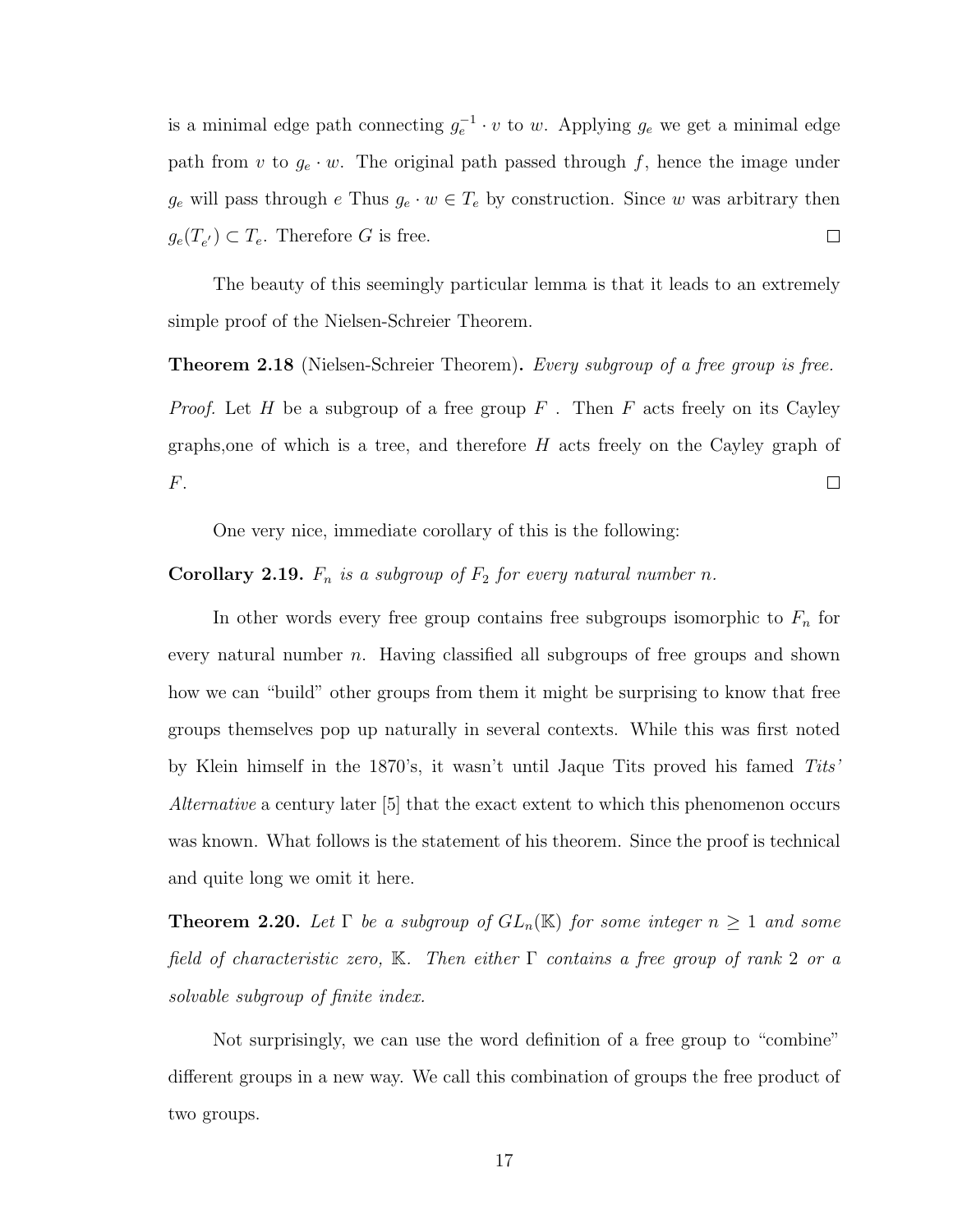is a minimal edge path connecting $g_e^{-1} \cdot v$ to $w$. Applying $g_e$ we get a minimal edge path from $v$ to $g_e \cdot w$. The original path passed through $f$, hence the image under $g_e$ will pass through $e$ Thus $g_e \cdot w \in T_e$ by construction. Since $w$ was arbitrary then $g_e(T_{e'}) \subset T_e$. Therefore $G$ is free. ◻

The beauty of this seemingly particular lemma is that it leads to an extremely simple proof of the Nielsen-Schreier Theorem.

**Theorem 2.18** (Nielsen-Schreier Theorem)**.** *Every subgroup of a free group is free.*

*Proof.* Let $H$ be a subgroup of a free group $F$ . Then $F$ acts freely on its Cayley graphs,one of which is a tree, and therefore $H$ acts freely on the Cayley graph of $F$. ◻

One very nice, immediate corollary of this is the following:

**Corollary 2.19.** *$F_n$ is a subgroup of $F_2$ for every natural number $n$.*

In other words every free group contains free subgroups isomorphic to $F_n$ for every natural number $n$. Having classified all subgroups of free groups and shown how we can "build" other groups from them it might be surprising to know that free groups themselves pop up naturally in several contexts. While this was first noted by Klein himself in the 1870's, it wasn't until Jaque Tits proved his famed *Tits' Alternative* a century later [5] that the exact extent to which this phenomenon occurs was known. What follows is the statement of his theorem. Since the proof is technical and quite long we omit it here.

**Theorem 2.20.** *Let $\Gamma$ be a subgroup of $GL_n(\mathbb{K})$ for some integer $n \geq 1$ and some field of characteristic zero, $\mathbb{K}$. Then either $\Gamma$ contains a free group of rank 2 or a solvable subgroup of finite index.*

Not surprisingly, we can use the word definition of a free group to "combine" different groups in a new way. We call this combination of groups the free product of two groups.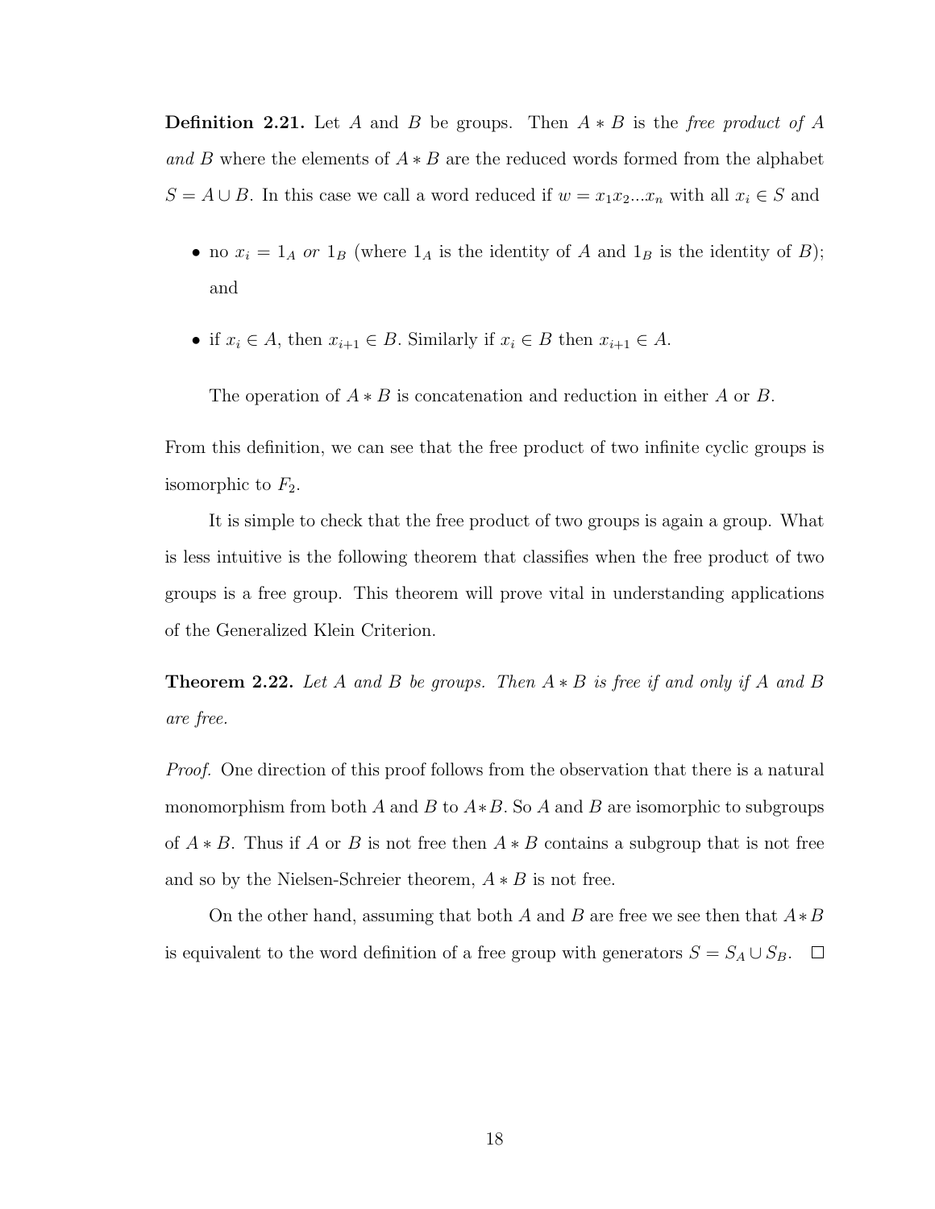**Definition 2.21.** Let $A$ and $B$ be groups. Then $A * B$ is the *free product of $A$ and $B$* where the elements of $A * B$ are the reduced words formed from the alphabet $S = A \cup B$. In this case we call a word reduced if $w = x_1 x_2 ... x_n$ with all $x_i \in S$ and

- no $x_i = 1_A$ *or* $1_B$ (where $1_A$ is the identity of $A$ and $1_B$ is the identity of $B$); and
- if $x_i \in A$, then $x_{i+1} \in B$. Similarly if $x_i \in B$ then $x_{i+1} \in A$.

The operation of $A * B$ is concatenation and reduction in either $A$ or $B$.

From this definition, we can see that the free product of two infinite cyclic groups is isomorphic to $F_2$.

It is simple to check that the free product of two groups is again a group. What is less intuitive is the following theorem that classifies when the free product of two groups is a free group. This theorem will prove vital in understanding applications of the Generalized Klein Criterion.

**Theorem 2.22.** *Let $A$ and $B$ be groups. Then $A * B$ is free if and only if $A$ and $B$ are free.*

*Proof.* One direction of this proof follows from the observation that there is a natural monomorphism from both $A$ and $B$ to $A * B$. So $A$ and $B$ are isomorphic to subgroups of $A * B$. Thus if $A$ or $B$ is not free then $A * B$ contains a subgroup that is not free and so by the Nielsen-Schreier theorem, $A * B$ is not free.

On the other hand, assuming that both $A$ and $B$ are free we see then that $A * B$ is equivalent to the word definition of a free group with generators $S = S_A \cup S_B$. $\square$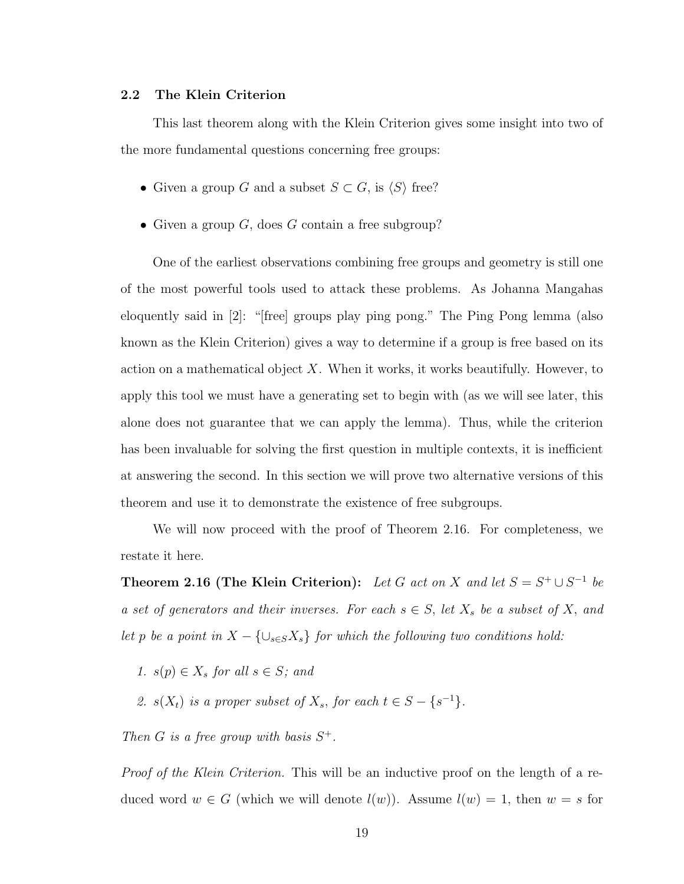### 2.2 The Klein Criterion

This last theorem along with the Klein Criterion gives some insight into two of the more fundamental questions concerning free groups:

- Given a group $G$ and a subset $S \subset G$, is $\langle S \rangle$ free?
- Given a group $G$, does $G$ contain a free subgroup?

One of the earliest observations combining free groups and geometry is still one of the most powerful tools used to attack these problems. As Johanna Mangahas eloquently said in [2]: "[free] groups play ping pong." The Ping Pong lemma (also known as the Klein Criterion) gives a way to determine if a group is free based on its action on a mathematical object $X$. When it works, it works beautifully. However, to apply this tool we must have a generating set to begin with (as we will see later, this alone does not guarantee that we can apply the lemma). Thus, while the criterion has been invaluable for solving the first question in multiple contexts, it is inefficient at answering the second. In this section we will prove two alternative versions of this theorem and use it to demonstrate the existence of free subgroups.

We will now proceed with the proof of Theorem 2.16. For completeness, we restate it here.

**Theorem 2.16 (The Klein Criterion):** *Let $G$ act on $X$ and let $S = S^{+} \cup S^{-1}$ be a set of generators and their inverses. For each $s \in S$, let $X_s$ be a subset of $X$, and let $p$ be a point in $X - \{\cup_{s \in S} X_s\}$ for which the following two conditions hold:*

1. *$s(p) \in X_s$ for all $s \in S$; and*
2. *$s(X_t)$ is a proper subset of $X_s$, for each $t \in S - \{s^{-1}\}$.*

*Then $G$ is a free group with basis $S^{+}$.*

*Proof of the Klein Criterion.* This will be an inductive proof on the length of a reduced word $w \in G$ (which we will denote $l(w)$). Assume $l(w) = 1$, then $w = s$ for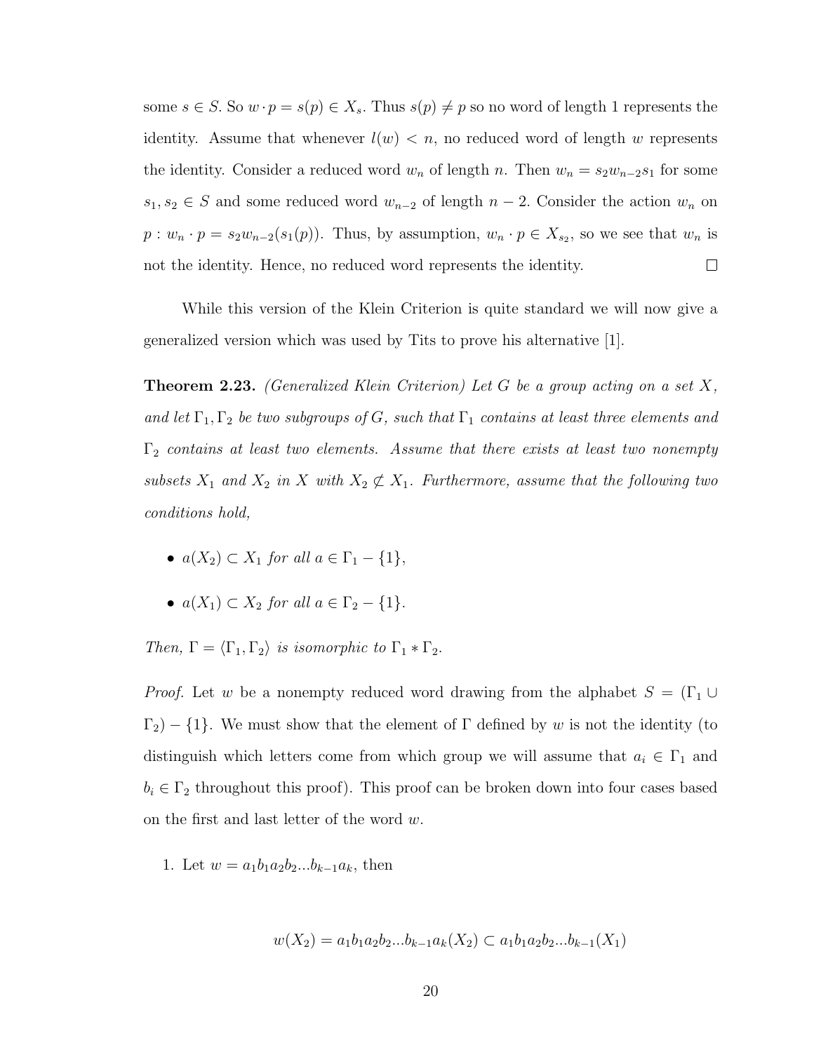some $s \in S$. So $w \cdot p = s(p) \in X_s$. Thus $s(p) \neq p$ so no word of length 1 represents the identity. Assume that whenever $l(w) < n$, no reduced word of length $w$ represents the identity. Consider a reduced word $w_n$ of length $n$. Then $w_n = s_2 w_{n-2} s_1$ for some $s_1, s_2 \in S$ and some reduced word $w_{n-2}$ of length $n-2$. Consider the action $w_n$ on $p : w_n \cdot p = s_2 w_{n-2}(s_1(p))$. Thus, by assumption, $w_n \cdot p \in X_{s_2}$, so we see that $w_n$ is not the identity. Hence, no reduced word represents the identity. ◻

While this version of the Klein Criterion is quite standard we will now give a generalized version which was used by Tits to prove his alternative [1].

**Theorem 2.23.** *(Generalized Klein Criterion) Let $G$ be a group acting on a set $X$, and let $\Gamma_1, \Gamma_2$ be two subgroups of $G$, such that $\Gamma_1$ contains at least three elements and $\Gamma_2$ contains at least two elements. Assume that there exists at least two nonempty subsets $X_1$ and $X_2$ in $X$ with $X_2 \not\subset X_1$. Furthermore, assume that the following two conditions hold,*

- *$a(X_2) \subset X_1$ for all $a \in \Gamma_1 - \{1\}$,*
- *$a(X_1) \subset X_2$ for all $a \in \Gamma_2 - \{1\}$.*

*Then, $\Gamma = \langle \Gamma_1, \Gamma_2 \rangle$ is isomorphic to $\Gamma_1 * \Gamma_2$.*

*Proof.* Let $w$ be a nonempty reduced word drawing from the alphabet $S = (\Gamma_1 \cup \Gamma_2) - \{1\}$. We must show that the element of $\Gamma$ defined by $w$ is not the identity (to distinguish which letters come from which group we will assume that $a_i \in \Gamma_1$ and $b_i \in \Gamma_2$ throughout this proof). This proof can be broken down into four cases based on the first and last letter of the word $w$.

1. Let $w = a_1 b_1 a_2 b_2 ... b_{k-1} a_k$, then

$$w(X_2) = a_1 b_1 a_2 b_2 ... b_{k-1} a_k (X_2) \subset a_1 b_1 a_2 b_2 ... b_{k-1}(X_1)$$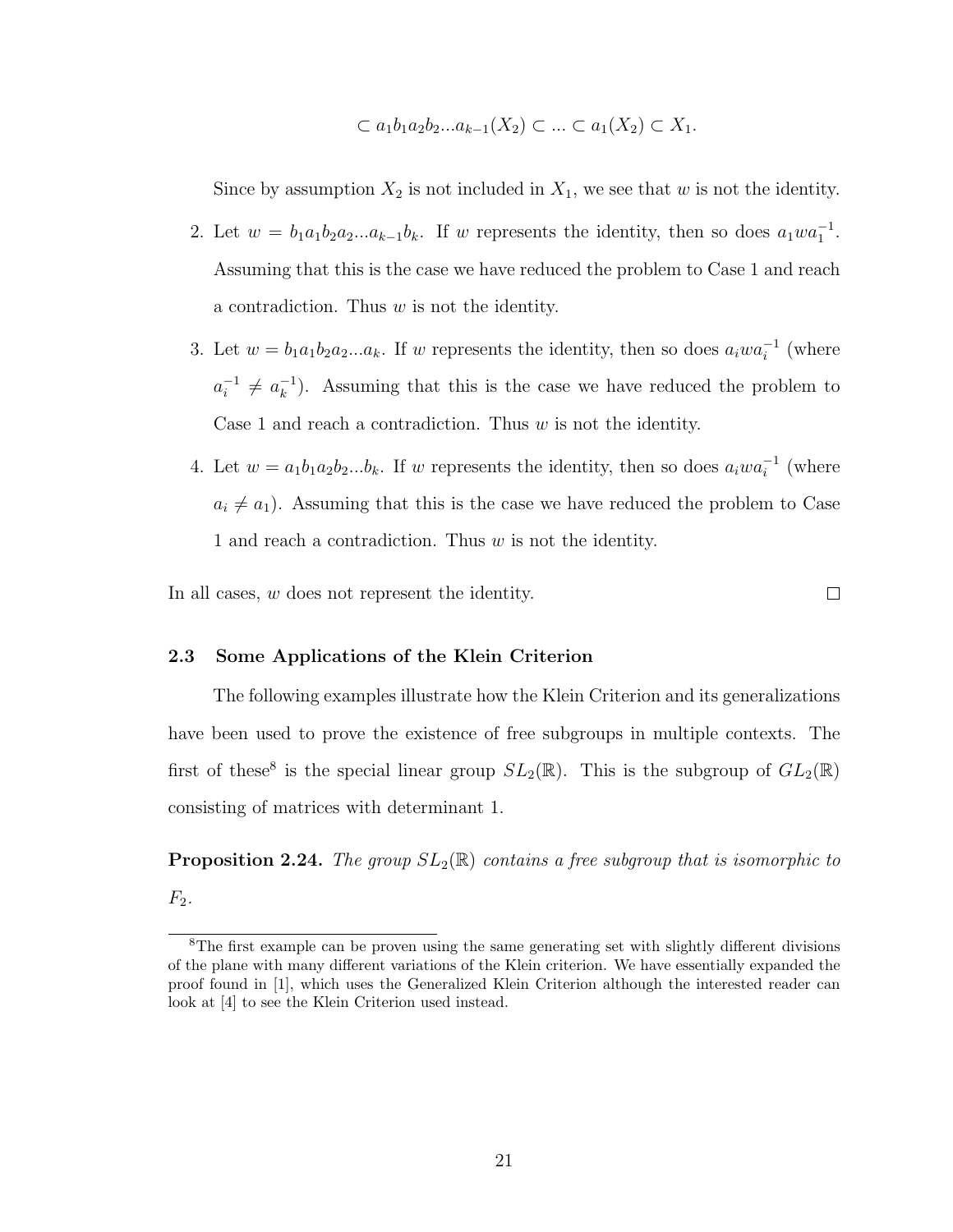$$\subset a_1b_1a_2b_2...a_{k-1}(X_2) \subset ... \subset a_1(X_2) \subset X_1.$$

Since by assumption $X_2$ is not included in $X_1$, we see that $w$ is not the identity.

2. Let $w = b_1a_1b_2a_2...a_{k-1}b_k$. If $w$ represents the identity, then so does $a_1wa_1^{-1}$. Assuming that this is the case we have reduced the problem to Case 1 and reach a contradiction. Thus $w$ is not the identity.

3. Let $w = b_1a_1b_2a_2...a_k$. If $w$ represents the identity, then so does $a_iwa_i^{-1}$ (where $a_i^{-1} \neq a_k^{-1}$). Assuming that this is the case we have reduced the problem to Case 1 and reach a contradiction. Thus $w$ is not the identity.

4. Let $w = a_1b_1a_2b_2...b_k$. If $w$ represents the identity, then so does $a_iwa_i^{-1}$ (where $a_i \neq a_1$). Assuming that this is the case we have reduced the problem to Case 1 and reach a contradiction. Thus $w$ is not the identity.

In all cases, $w$ does not represent the identity. $\square$

### 2.3 Some Applications of the Klein Criterion

The following examples illustrate how the Klein Criterion and its generalizations have been used to prove the existence of free subgroups in multiple contexts. The first of these[8] is the special linear group $SL_2(\mathbb{R})$. This is the subgroup of $GL_2(\mathbb{R})$ consisting of matrices with determinant 1.

**Proposition 2.24.** *The group $SL_2(\mathbb{R})$ contains a free subgroup that is isomorphic to $F_2$.*

[8] The first example can be proven using the same generating set with slightly different divisions of the plane with many different variations of the Klein criterion. We have essentially expanded the proof found in [1], which uses the Generalized Klein Criterion although the interested reader can look at [4] to see the Klein Criterion used instead.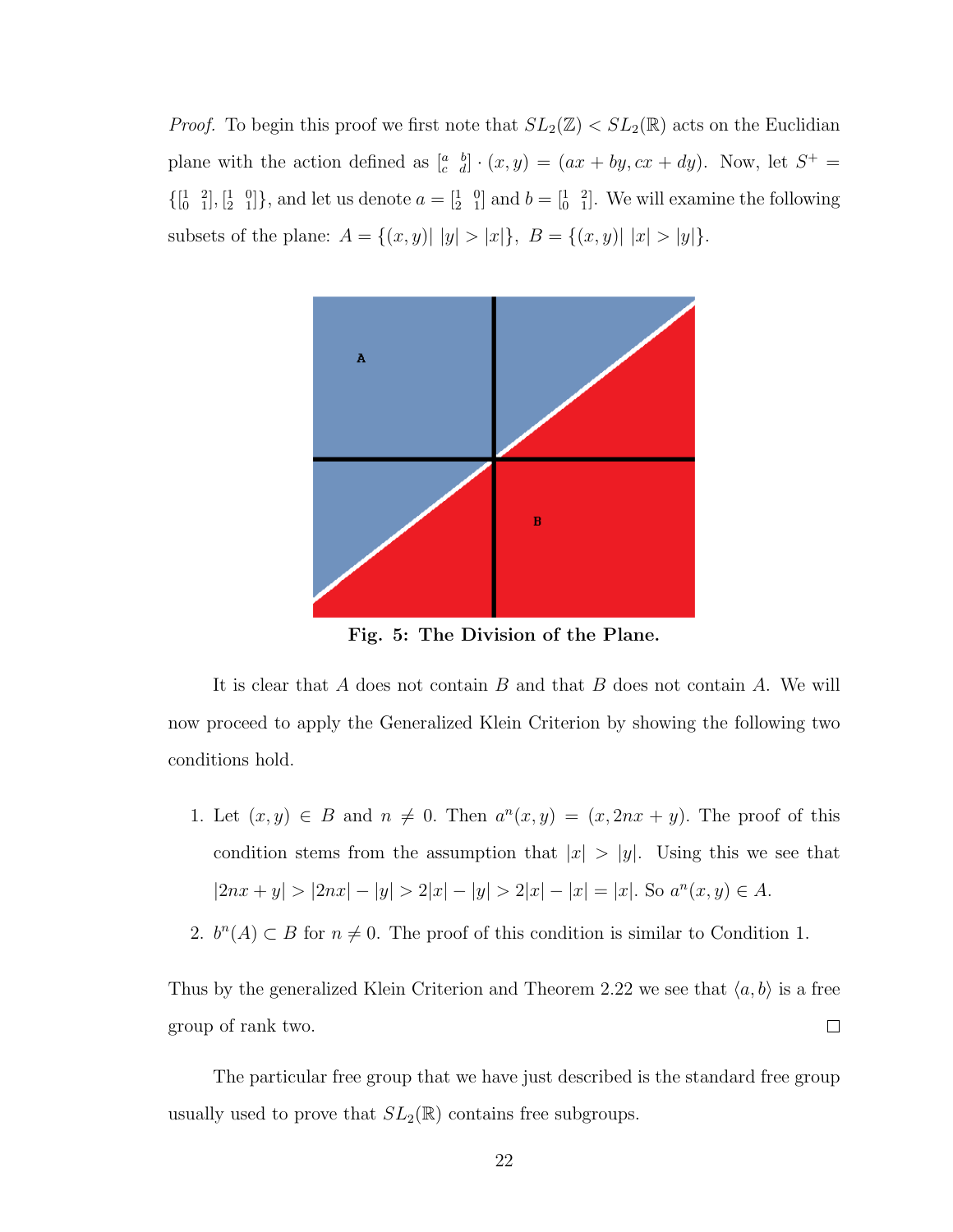*Proof.* To begin this proof we first note that $SL_2(\mathbb{Z}) < SL_2(\mathbb{R})$ acts on the Euclidian plane with the action defined as $\left[\begin{smallmatrix} a & b \\ c & d \end{smallmatrix}\right] \cdot (x, y) = (ax + by, cx + dy)$. Now, let $S^+ = \{\left[\begin{smallmatrix} 1 & 2 \\ 0 & 1 \end{smallmatrix}\right], \left[\begin{smallmatrix} 1 & 0 \\ 2 & 1 \end{smallmatrix}\right]\}$, and let us denote $a = \left[\begin{smallmatrix} 1 & 0 \\ 2 & 1 \end{smallmatrix}\right]$ and $b = \left[\begin{smallmatrix} 1 & 2 \\ 0 & 1 \end{smallmatrix}\right]$. We will examine the following subsets of the plane: $A = \{(x, y) | \ |y| > |x|\}, \ B = \{(x, y) | \ |x| > |y|\}$.

**Fig. 5: The Division of the Plane.**

It is clear that $A$ does not contain $B$ and that $B$ does not contain $A$. We will now proceed to apply the Generalized Klein Criterion by showing the following two conditions hold.

1. Let $(x, y) \in B$ and $n \neq 0$. Then $a^n(x, y) = (x, 2nx + y)$. The proof of this condition stems from the assumption that $|x| > |y|$. Using this we see that $|2nx + y| > |2nx| - |y| > 2|x| - |y| > 2|x| - |x| = |x|$. So $a^n(x, y) \in A$.

2. $b^n(A) \subset B$ for $n \neq 0$. The proof of this condition is similar to Condition 1.

Thus by the generalized Klein Criterion and Theorem 2.22 we see that $\langle a, b\rangle$ is a free group of rank two. $\square$

The particular free group that we have just described is the standard free group usually used to prove that $SL_2(\mathbb{R})$ contains free subgroups.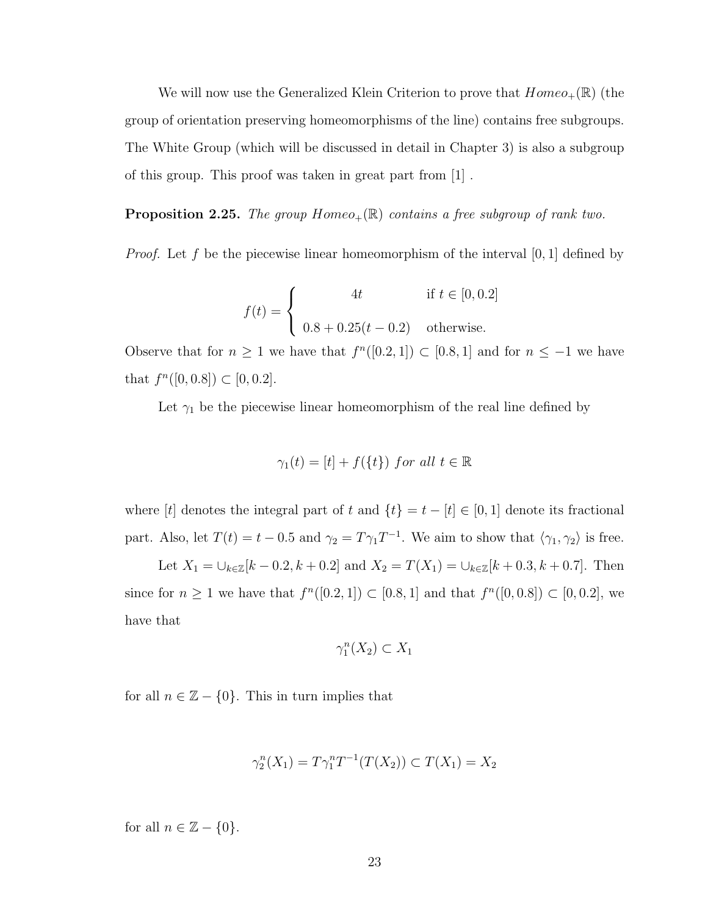We will now use the Generalized Klein Criterion to prove that $Homeo_+(\mathbb{R})$ (the group of orientation preserving homeomorphisms of the line) contains free subgroups. The White Group (which will be discussed in detail in Chapter 3) is also a subgroup of this group. This proof was taken in great part from [1] .

**Proposition 2.25.** *The group $Homeo_+(\mathbb{R})$ contains a free subgroup of rank two.*

*Proof.* Let $f$ be the piecewise linear homeomorphism of the interval $[0, 1]$ defined by

$$f(t) = \begin{cases} 4t & \text{if } t \in [0, 0.2] \\ 0.8 + 0.25(t - 0.2) & \text{otherwise.} \end{cases}$$

Observe that for $n \geq 1$ we have that $f^n([0.2, 1]) \subset [0.8, 1]$ and for $n \leq -1$ we have that $f^n([0, 0.8]) \subset [0, 0.2]$.

Let $\gamma_1$ be the piecewise linear homeomorphism of the real line defined by

$$\gamma_1(t) = [t] + f(\{t\}) \ for \ all \ t \in \mathbb{R}$$

where $[t]$ denotes the integral part of $t$ and $\{t\} = t - [t] \in [0, 1]$ denote its fractional part. Also, let $T(t) = t - 0.5$ and $\gamma_2 = T\gamma_1 T^{-1}$. We aim to show that $\langle \gamma_1, \gamma_2 \rangle$ is free.

Let $X_1 = \cup_{k \in \mathbb{Z}} [k - 0.2, k + 0.2]$ and $X_2 = T(X_1) = \cup_{k \in \mathbb{Z}} [k + 0.3, k + 0.7]$. Then since for $n \geq 1$ we have that $f^n([0.2, 1]) \subset [0.8, 1]$ and that $f^n([0, 0.8]) \subset [0, 0.2]$, we have that

$$\gamma_1^n(X_2) \subset X_1$$

for all $n \in \mathbb{Z} - \{0\}$. This in turn implies that

$$\gamma_2^n(X_1) = T\gamma_1^n T^{-1}(T(X_2)) \subset T(X_1) = X_2$$

for all $n \in \mathbb{Z} - \{0\}$.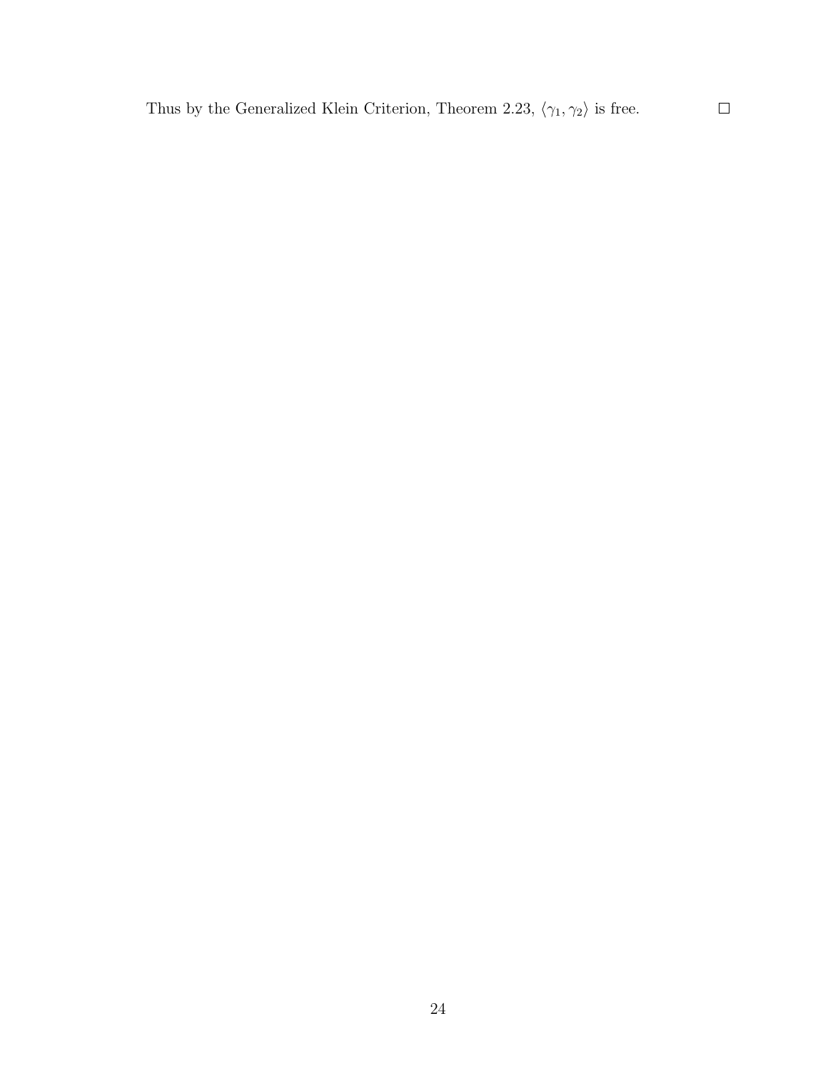Thus by the Generalized Klein Criterion, Theorem 2.23, $\langle \gamma_1, \gamma_2 \rangle$ is free. $\square$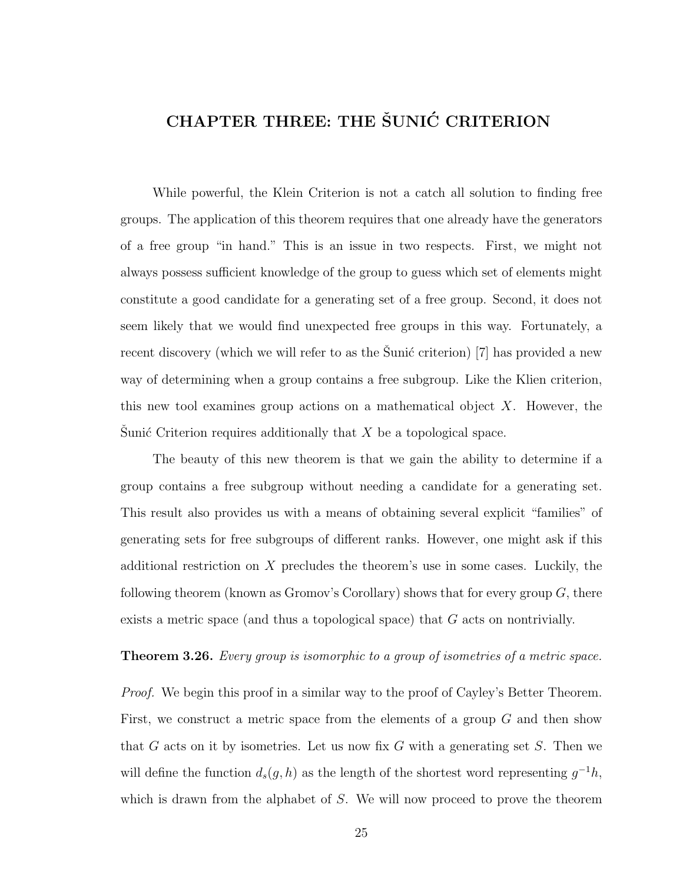# CHAPTER THREE: THE ŠUNIĆ CRITERION

While powerful, the Klein Criterion is not a catch all solution to finding free groups. The application of this theorem requires that one already have the generators of a free group "in hand." This is an issue in two respects. First, we might not always possess sufficient knowledge of the group to guess which set of elements might constitute a good candidate for a generating set of a free group. Second, it does not seem likely that we would find unexpected free groups in this way. Fortunately, a recent discovery (which we will refer to as the Šunić criterion) [7] has provided a new way of determining when a group contains a free subgroup. Like the Klien criterion, this new tool examines group actions on a mathematical object $X$. However, the Šunić Criterion requires additionally that $X$ be a topological space.

The beauty of this new theorem is that we gain the ability to determine if a group contains a free subgroup without needing a candidate for a generating set. This result also provides us with a means of obtaining several explicit "families" of generating sets for free subgroups of different ranks. However, one might ask if this additional restriction on $X$ precludes the theorem's use in some cases. Luckily, the following theorem (known as Gromov's Corollary) shows that for every group $G$, there exists a metric space (and thus a topological space) that $G$ acts on nontrivially.

**Theorem 3.26.** *Every group is isomorphic to a group of isometries of a metric space.*

*Proof.* We begin this proof in a similar way to the proof of Cayley's Better Theorem. First, we construct a metric space from the elements of a group $G$ and then show that $G$ acts on it by isometries. Let us now fix $G$ with a generating set $S$. Then we will define the function $d_s(g, h)$ as the length of the shortest word representing $g^{-1}h$, which is drawn from the alphabet of $S$. We will now proceed to prove the theorem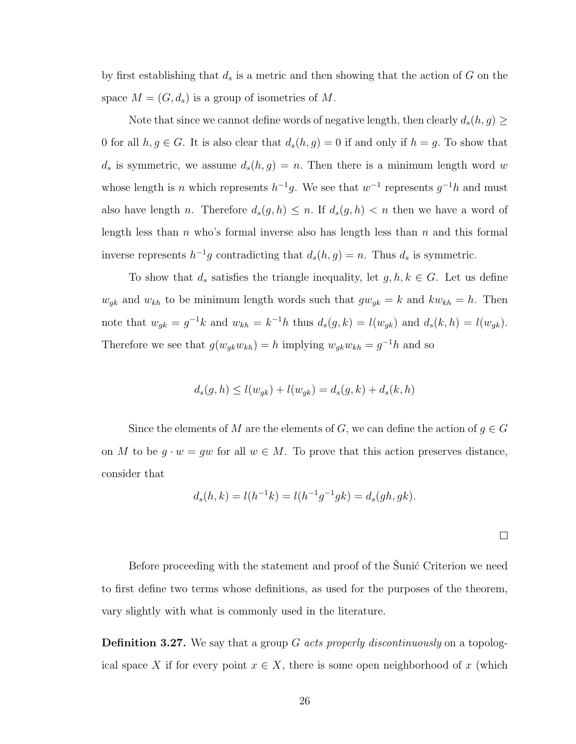by first establishing that $d_s$ is a metric and then showing that the action of $G$ on the space $M = (G, d_s)$ is a group of isometries of $M$.

Note that since we cannot define words of negative length, then clearly $d_s(h, g) \geq 0$ for all $h, g \in G$. It is also clear that $d_s(h, g) = 0$ if and only if $h = g$. To show that $d_s$ is symmetric, we assume $d_s(h, g) = n$. Then there is a minimum length word $w$ whose length is $n$ which represents $h^{-1}g$. We see that $w^{-1}$ represents $g^{-1}h$ and must also have length $n$. Therefore $d_s(g, h) \leq n$. If $d_s(g, h) < n$ then we have a word of length less than $n$ who's formal inverse also has length less than $n$ and this formal inverse represents $h^{-1}g$ contradicting that $d_s(h, g) = n$. Thus $d_s$ is symmetric.

To show that $d_s$ satisfies the triangle inequality, let $g, h, k \in G$. Let us define $w_{gk}$ and $w_{kh}$ to be minimum length words such that $gw_{gk} = k$ and $kw_{kh} = h$. Then note that $w_{gk} = g^{-1}k$ and $w_{kh} = k^{-1}h$ thus $d_s(g, k) = l(w_{gk})$ and $d_s(k, h) = l(w_{gk})$. Therefore we see that $g(w_{gk}w_{kh}) = h$ implying $w_{gk}w_{kh} = g^{-1}h$ and so

$$d_s(g, h) \leq l(w_{gk}) + l(w_{gk}) = d_s(g, k) + d_s(k, h)$$

Since the elements of $M$ are the elements of $G$, we can define the action of $g \in G$ on $M$ to be $g \cdot w = gw$ for all $w \in M$. To prove that this action preserves distance, consider that

$$d_s(h, k) = l(h^{-1}k) = l(h^{-1}g^{-1}gk) = d_s(gh, gk).$$

□

Before proceeding with the statement and proof of the Šunić Criterion we need to first define two terms whose definitions, as used for the purposes of the theorem, vary slightly with what is commonly used in the literature.

**Definition 3.27.** We say that a group $G$ *acts properly discontinuously* on a topological space $X$ if for every point $x \in X$, there is some open neighborhood of $x$ (which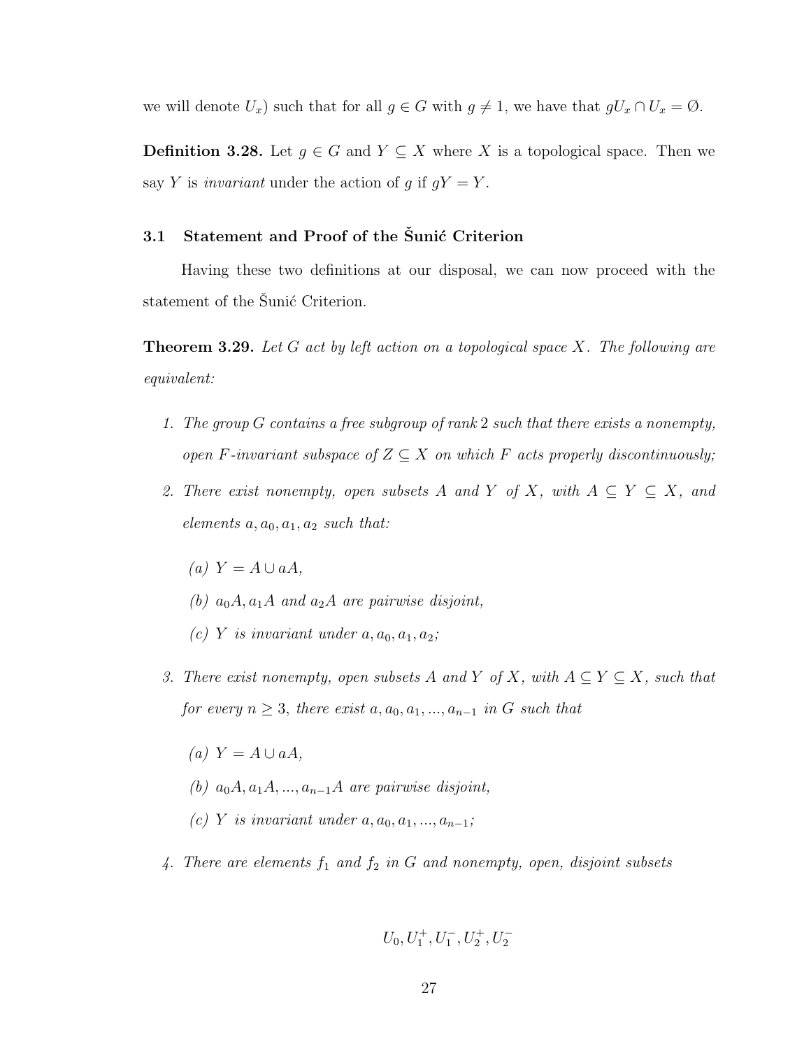we will denote $U_x$) such that for all $g \in G$ with $g \neq 1$, we have that $gU_x \cap U_x = \emptyset$.

**Definition 3.28.** Let $g \in G$ and $Y \subseteq X$ where $X$ is a topological space. Then we say $Y$ is *invariant* under the action of $g$ if $gY = Y$.

## 3.1 Statement and Proof of the Šunić Criterion

Having these two definitions at our disposal, we can now proceed with the statement of the Šunić Criterion.

**Theorem 3.29.** *Let $G$ act by left action on a topological space $X$. The following are equivalent:*

1. *The group $G$ contains a free subgroup of rank 2 such that there exists a nonempty, open $F$-invariant subspace of $Z \subseteq X$ on which $F$ acts properly discontinuously;*
2. *There exist nonempty, open subsets $A$ and $Y$ of $X$, with $A \subseteq Y \subseteq X$, and elements $a, a_0, a_1, a_2$ such that:*
   - *(a) $Y = A \cup aA$,*
   - *(b) $a_0A, a_1A$ and $a_2A$ are pairwise disjoint,*
   - *(c) $Y$ is invariant under $a, a_0, a_1, a_2$;*
3. *There exist nonempty, open subsets $A$ and $Y$ of $X$, with $A \subseteq Y \subseteq X$, such that for every $n \geq 3$, there exist $a, a_0, a_1, ..., a_{n-1}$ in $G$ such that*
   - *(a) $Y = A \cup aA$,*
   - *(b) $a_0A, a_1A, ..., a_{n-1}A$ are pairwise disjoint,*
   - *(c) $Y$ is invariant under $a, a_0, a_1, ..., a_{n-1}$;*
4. *There are elements $f_1$ and $f_2$ in $G$ and nonempty, open, disjoint subsets*

$$U_0, U_1^+, U_1^-, U_2^+, U_2^-$$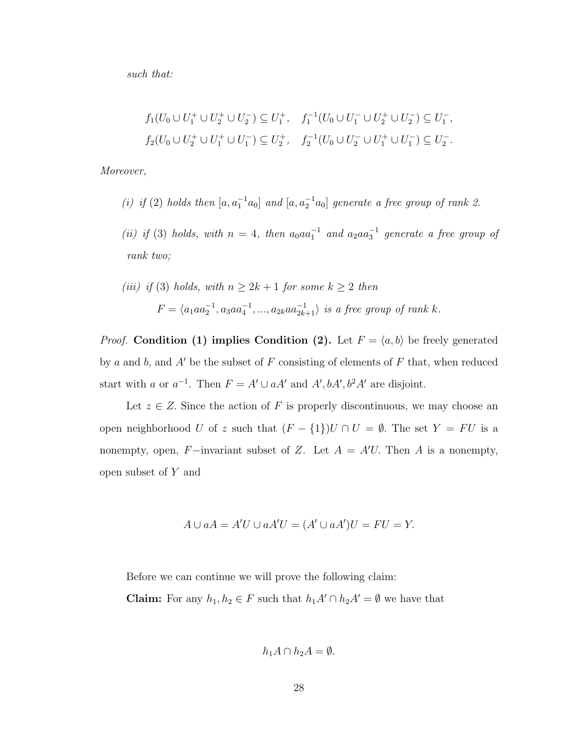*such that:*

$$f_1(U_0 \cup U_1^+ \cup U_2^+ \cup U_2^-) \subseteq U_1^+, \quad f_1^{-1}(U_0 \cup U_1^- \cup U_2^+ \cup U_2^-) \subseteq U_1^-,$$
$$f_2(U_0 \cup U_2^+ \cup U_1^+ \cup U_1^-) \subseteq U_2^+, \quad f_2^{-1}(U_0 \cup U_2^- \cup U_1^+ \cup U_1^-) \subseteq U_2^-.$$

*Moreover,*

*(i) if* (2) *holds then* $[a, a_1^{-1}a_0]$ *and* $[a, a_2^{-1}a_0]$ *generate a free group of rank 2.*

*(ii) if* (3) *holds, with* $n = 4$*, then* $a_0 a a_1^{-1}$ *and* $a_2 a a_3^{-1}$ *generate a free group of rank two;*

*(iii) if* (3) *holds, with* $n \geq 2k+1$ *for some* $k \geq 2$ *then*

$F = \langle a_1 a a_2^{-1}, a_3 a a_4^{-1}, ..., a_{2k} a a_{2k+1}^{-1} \rangle$ *is a free group of rank* $k$*.*

*Proof.* **Condition (1) implies Condition (2).** Let $F = \langle a, b \rangle$ be freely generated by $a$ and $b$, and $A'$ be the subset of $F$ consisting of elements of $F$ that, when reduced start with $a$ or $a^{-1}$. Then $F = A' \cup aA'$ and $A', bA', b^2A'$ are disjoint.

Let $z \in Z$. Since the action of $F$ is properly discontinuous, we may choose an open neighborhood $U$ of $z$ such that $(F - \{1\})U \cap U = \emptyset$. The set $Y = FU$ is a nonempty, open, $F-$invariant subset of $Z$. Let $A = A'U$. Then $A$ is a nonempty, open subset of $Y$ and

$$A \cup aA = A'U \cup aA'U = (A' \cup aA')U = FU = Y.$$

Before we can continue we will prove the following claim:

**Claim:** For any $h_1, h_2 \in F$ such that $h_1A' \cap h_2A' = \emptyset$ we have that

$$h_1A \cap h_2A = \emptyset.$$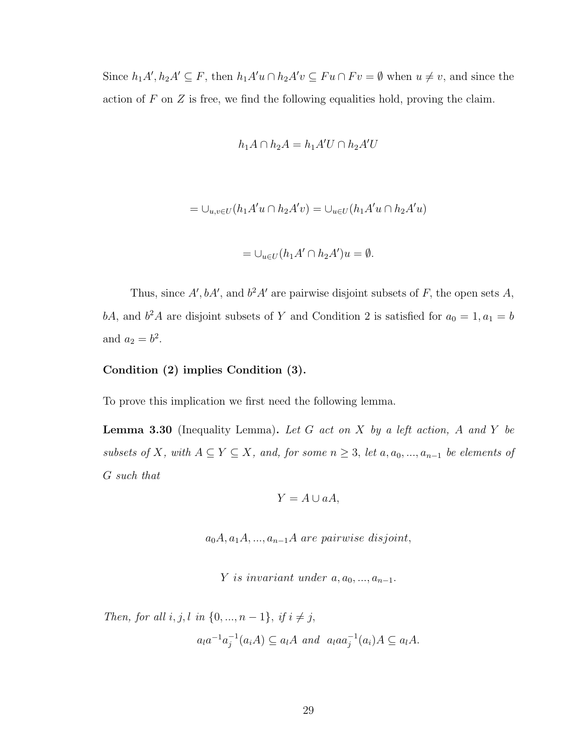Since $h_1A', h_2A' \subseteq F$, then $h_1A'u \cap h_2A'v \subseteq Fu \cap Fv = \emptyset$ when $u \neq v$, and since the action of $F$ on $Z$ is free, we find the following equalities hold, proving the claim.

$$h_1A \cap h_2A = h_1A'U \cap h_2A'U$$

$$= \cup_{u,v \in U}(h_1A'u \cap h_2A'v) = \cup_{u \in U}(h_1A'u \cap h_2A'u)$$

$$= \cup_{u \in U}(h_1A' \cap h_2A')u = \emptyset.$$

Thus, since $A', bA'$, and $b^2A'$ are pairwise disjoint subsets of $F$, the open sets $A$, $bA$, and $b^2A$ are disjoint subsets of $Y$ and Condition 2 is satisfied for $a_0 = 1, a_1 = b$ and $a_2 = b^2$.

**Condition (2) implies Condition (3).**

To prove this implication we first need the following lemma.

**Lemma 3.30** (Inequality Lemma)**.** *Let $G$ act on $X$ by a left action, $A$ and $Y$ be subsets of $X$, with $A \subseteq Y \subseteq X$, and, for some $n \geq 3$, let $a, a_0, ..., a_{n-1}$ be elements of $G$ such that*

$$Y = A \cup aA,$$

$$a_0A, a_1A, ..., a_{n-1}A \textit{ are pairwise disjoint},$$

$$Y \textit{ is invariant under } a, a_0, ..., a_{n-1}.$$

*Then, for all $i, j, l$ in $\{0, ..., n-1\}$, if $i \neq j$,*

$$a_la^{-1}a_j^{-1}(a_iA) \subseteq a_lA \textit{ and } a_laa_j^{-1}(a_i)A \subseteq a_lA.$$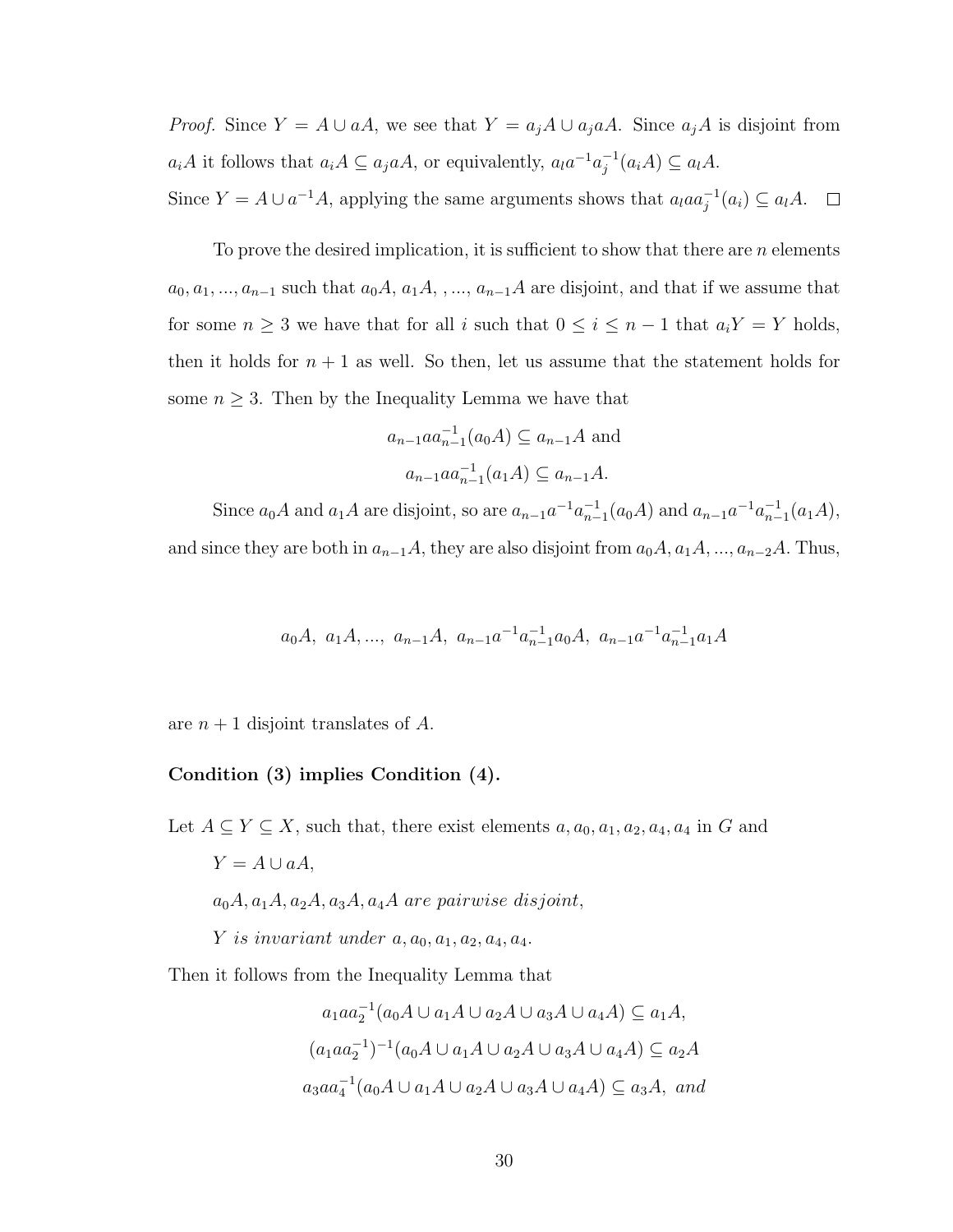*Proof.* Since $Y = A \cup aA$, we see that $Y = a_jA \cup a_jaA$. Since $a_jA$ is disjoint from $a_iA$ it follows that $a_iA \subseteq a_jaA$, or equivalently, $a_la^{-1}a_j^{-1}(a_iA) \subseteq a_lA$.

Since $Y = A \cup a^{-1}A$, applying the same arguments shows that $a_laa_j^{-1}(a_i) \subseteq a_lA$. $\square$

To prove the desired implication, it is sufficient to show that there are $n$ elements $a_0, a_1, ..., a_{n-1}$ such that $a_0A$, $a_1A$, , ..., $a_{n-1}A$ are disjoint, and that if we assume that for some $n \geq 3$ we have that for all $i$ such that $0 \leq i \leq n-1$ that $a_iY = Y$ holds, then it holds for $n+1$ as well. So then, let us assume that the statement holds for some $n \geq 3$. Then by the Inequality Lemma we have that

$$a_{n-1}aa_{n-1}^{-1}(a_0A) \subseteq a_{n-1}A \text{ and}$$

$$a_{n-1}aa_{n-1}^{-1}(a_1A) \subseteq a_{n-1}A.$$

Since $a_0A$ and $a_1A$ are disjoint, so are $a_{n-1}a^{-1}a_{n-1}^{-1}(a_0A)$ and $a_{n-1}a^{-1}a_{n-1}^{-1}(a_1A)$, and since they are both in $a_{n-1}A$, they are also disjoint from $a_0A, a_1A, ..., a_{n-2}A$. Thus,

$$a_0A,\ a_1A, ...,\ a_{n-1}A,\ a_{n-1}a^{-1}a_{n-1}^{-1}a_0A,\ a_{n-1}a^{-1}a_{n-1}^{-1}a_1A$$

are $n+1$ disjoint translates of $A$.

**Condition (3) implies Condition (4).**

Let $A \subseteq Y \subseteq X$, such that, there exist elements $a, a_0, a_1, a_2, a_4, a_4$ in $G$ and

$Y = A \cup aA$,

$a_0A, a_1A, a_2A, a_3A, a_4A$ *are pairwise disjoint*,

$Y$ *is invariant under* $a, a_0, a_1, a_2, a_4, a_4$.

Then it follows from the Inequality Lemma that

$$a_1aa_2^{-1}(a_0A \cup a_1A \cup a_2A \cup a_3A \cup a_4A) \subseteq a_1A,$$

$$(a_1aa_2^{-1})^{-1}(a_0A \cup a_1A \cup a_2A \cup a_3A \cup a_4A) \subseteq a_2A$$

$$a_3aa_4^{-1}(a_0A \cup a_1A \cup a_2A \cup a_3A \cup a_4A) \subseteq a_3A, \text{ and}$$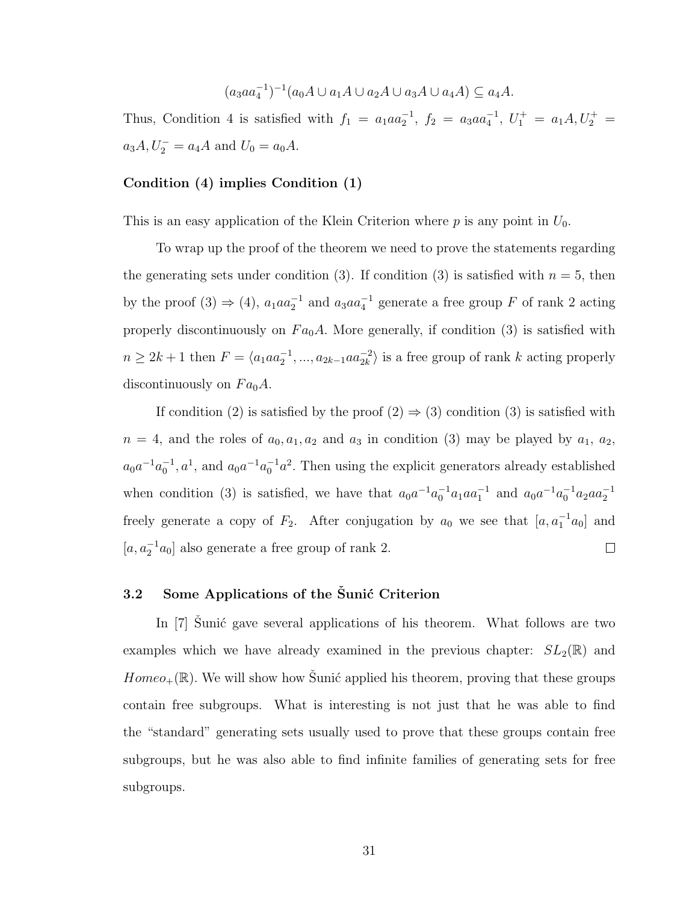$$(a_3aa_4^{-1})^{-1}(a_0A \cup a_1A \cup a_2A \cup a_3A \cup a_4A) \subseteq a_4A.$$

Thus, Condition 4 is satisfied with $f_1 = a_1aa_2^{-1}$, $f_2 = a_3aa_4^{-1}$, $U_1^+ = a_1A, U_2^+ = a_3A, U_2^- = a_4A$ and $U_0 = a_0A$.

**Condition (4) implies Condition (1)**

This is an easy application of the Klein Criterion where $p$ is any point in $U_0$.

To wrap up the proof of the theorem we need to prove the statements regarding the generating sets under condition (3). If condition (3) is satisfied with $n = 5$, then by the proof (3) $\Rightarrow$ (4), $a_1aa_2^{-1}$ and $a_3aa_4^{-1}$ generate a free group $F$ of rank 2 acting properly discontinuously on $Fa_0A$. More generally, if condition (3) is satisfied with $n \geq 2k+1$ then $F = \langle a_1aa_2^{-1}, ..., a_{2k-1}aa_{2k}^{-2} \rangle$ is a free group of rank $k$ acting properly discontinuously on $Fa_0A$.

If condition (2) is satisfied by the proof (2) $\Rightarrow$ (3) condition (3) is satisfied with $n = 4$, and the roles of $a_0, a_1, a_2$ and $a_3$ in condition (3) may be played by $a_1$, $a_2$, $a_0a^{-1}a_0^{-1}, a^1$, and $a_0a^{-1}a_0^{-1}a^2$. Then using the explicit generators already established when condition (3) is satisfied, we have that $a_0a^{-1}a_0^{-1}a_1aa_1^{-1}$ and $a_0a^{-1}a_0^{-1}a_2aa_2^{-1}$ freely generate a copy of $F_2$. After conjugation by $a_0$ we see that $[a, a_1^{-1}a_0]$ and $[a, a_2^{-1}a_0]$ also generate a free group of rank 2. $\square$

### 3.2 Some Applications of the Šunić Criterion

In [7] Šunić gave several applications of his theorem. What follows are two examples which we have already examined in the previous chapter: $SL_2(\mathbb{R})$ and $Homeo_+(\mathbb{R})$. We will show how Šunić applied his theorem, proving that these groups contain free subgroups. What is interesting is not just that he was able to find the "standard" generating sets usually used to prove that these groups contain free subgroups, but he was also able to find infinite families of generating sets for free subgroups.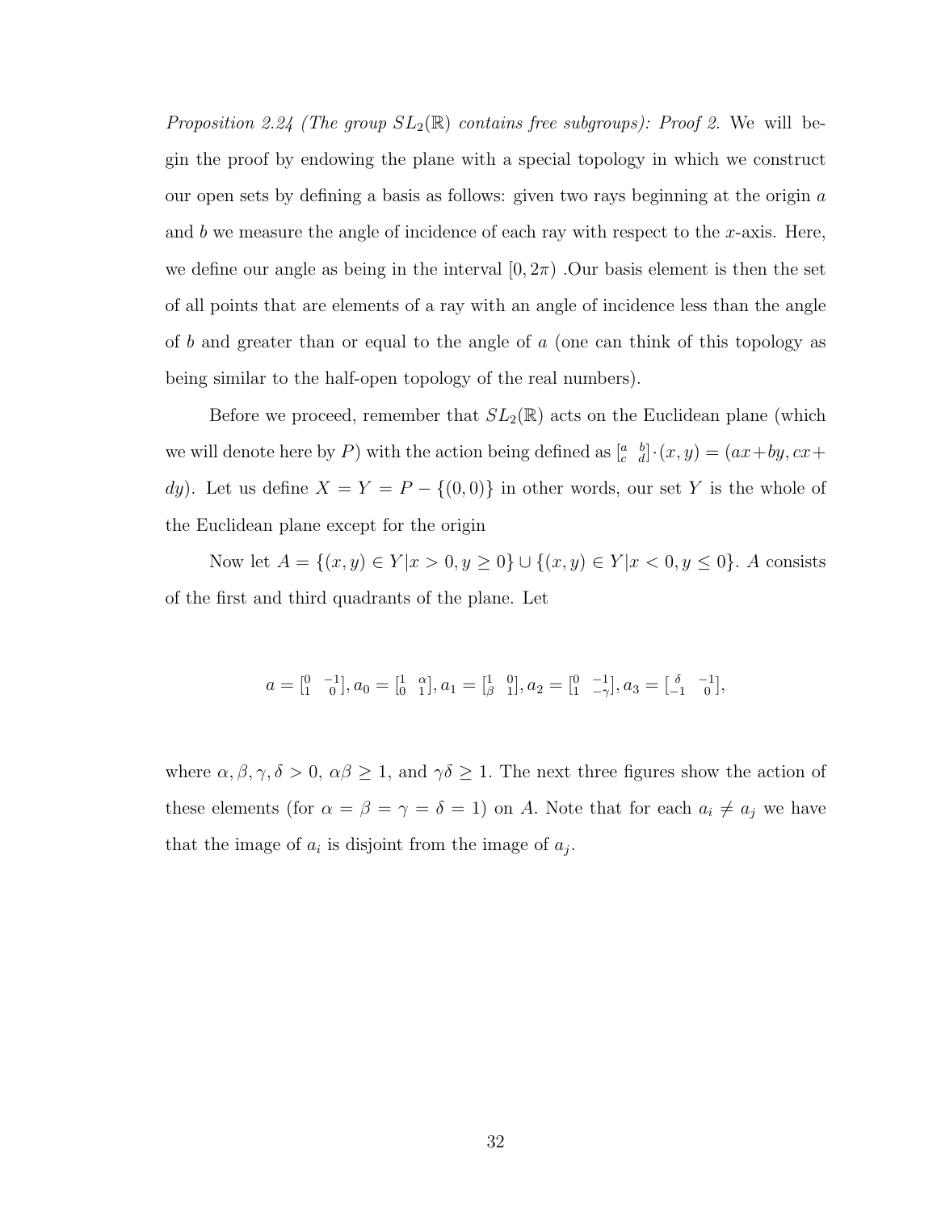*Proposition 2.24 (The group $SL_2(\mathbb{R})$ contains free subgroups): Proof 2.* We will begin the proof by endowing the plane with a special topology in which we construct our open sets by defining a basis as follows: given two rays beginning at the origin $a$ and $b$ we measure the angle of incidence of each ray with respect to the $x$-axis. Here, we define our angle as being in the interval $[0, 2\pi)$ .Our basis element is then the set of all points that are elements of a ray with an angle of incidence less than the angle of $b$ and greater than or equal to the angle of $a$ (one can think of this topology as being similar to the half-open topology of the real numbers).

Before we proceed, remember that $SL_2(\mathbb{R})$ acts on the Euclidean plane (which we will denote here by $P$) with the action being defined as $\left[\begin{smallmatrix} a & b \\ c & d \end{smallmatrix}\right] \cdot (x, y) = (ax+by, cx+dy)$. Let us define $X = Y = P - \{(0,0)\}$ in other words, our set $Y$ is the whole of the Euclidean plane except for the origin

Now let $A = \{(x, y) \in Y | x > 0, y \geq 0\} \cup \{(x, y) \in Y | x < 0, y \leq 0\}$. $A$ consists of the first and third quadrants of the plane. Let

$$a = \left[\begin{smallmatrix} 0 & -1 \\ 1 & 0 \end{smallmatrix}\right], a_0 = \left[\begin{smallmatrix} 1 & \alpha \\ 0 & 1 \end{smallmatrix}\right], a_1 = \left[\begin{smallmatrix} 1 & 0 \\ \beta & 1 \end{smallmatrix}\right], a_2 = \left[\begin{smallmatrix} 0 & -1 \\ 1 & -\gamma \end{smallmatrix}\right], a_3 = \left[\begin{smallmatrix} \delta & -1 \\ -1 & 0 \end{smallmatrix}\right],$$

where $\alpha, \beta, \gamma, \delta > 0$, $\alpha\beta \geq 1$, and $\gamma\delta \geq 1$. The next three figures show the action of these elements (for $\alpha = \beta = \gamma = \delta = 1$) on $A$. Note that for each $a_i \neq a_j$ we have that the image of $a_i$ is disjoint from the image of $a_j$.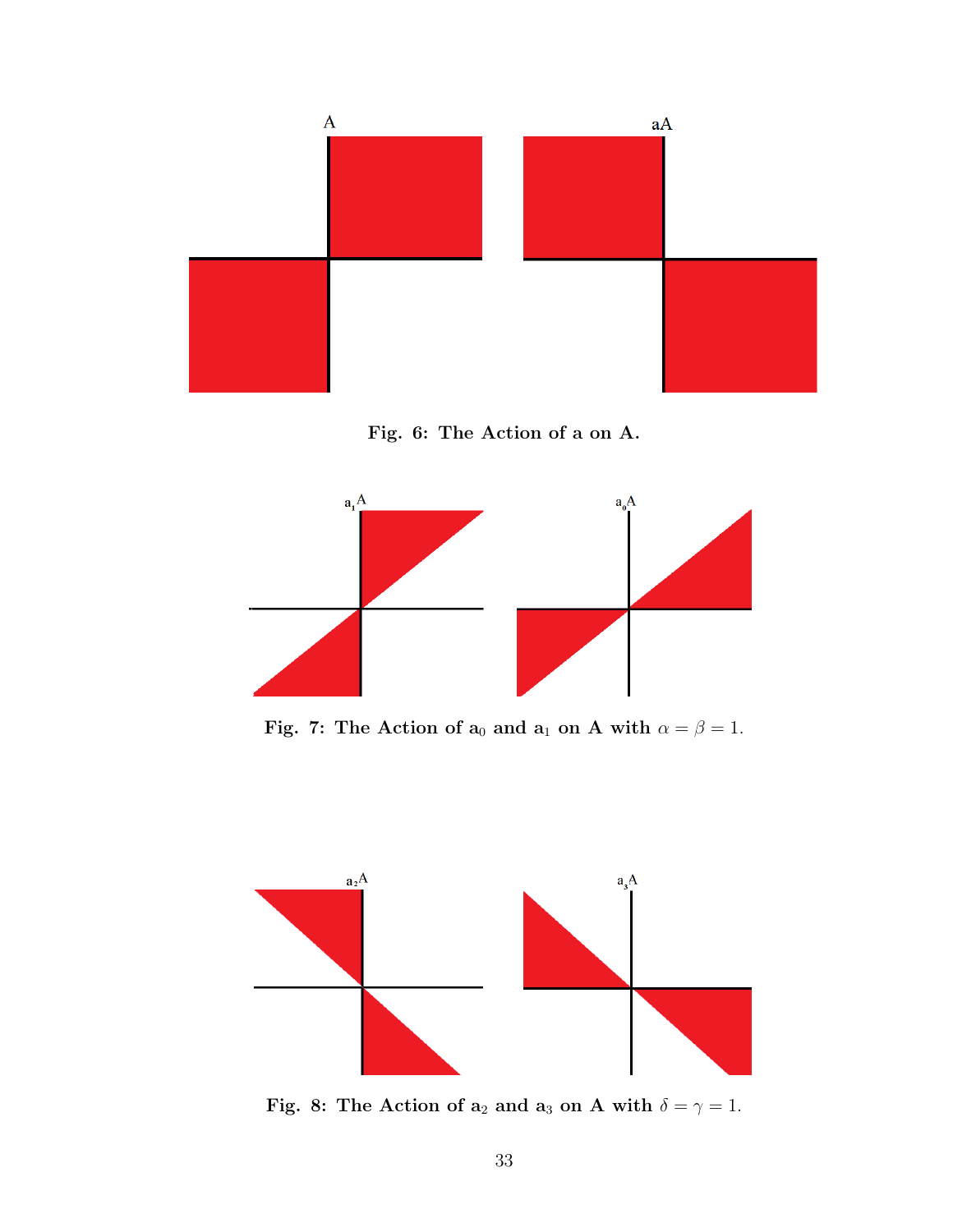**Fig. 6: The Action of a on A.**

**Fig. 7: The Action of $a_0$ and $a_1$ on A with $\alpha = \beta = 1$.**

**Fig. 8: The Action of $a_2$ and $a_3$ on A with $\delta = \gamma = 1$.**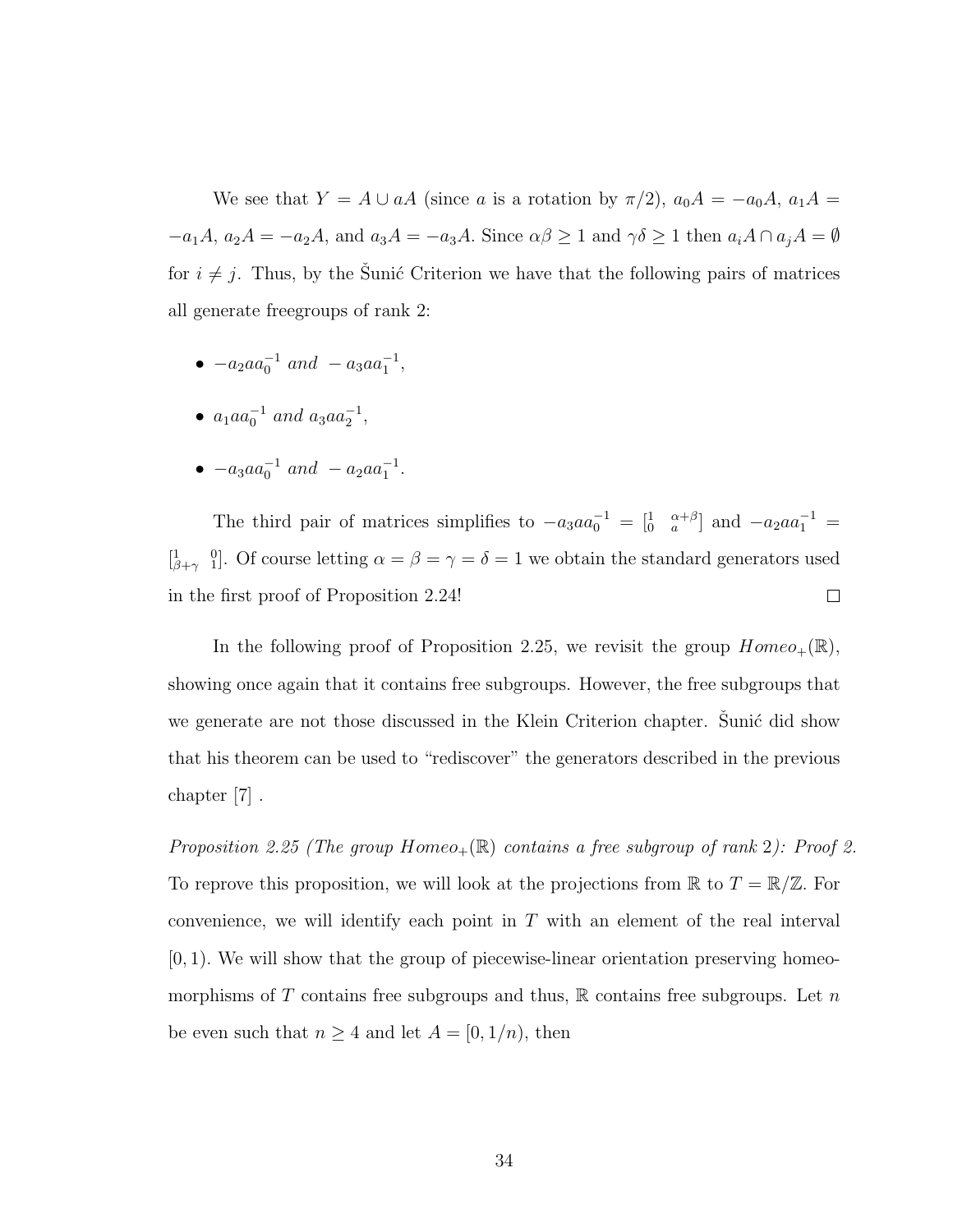We see that $Y = A \cup aA$ (since $a$ is a rotation by $\pi/2$), $a_0A = -a_0A$, $a_1A = -a_1A$, $a_2A = -a_2A$, and $a_3A = -a_3A$. Since $\alpha\beta \geq 1$ and $\gamma\delta \geq 1$ then $a_iA \cap a_jA = \emptyset$ for $i \neq j$. Thus, by the Šunić Criterion we have that the following pairs of matrices all generate freegroups of rank 2:

- $-a_2aa_0^{-1}$ *and* $-a_3aa_1^{-1}$,
- $a_1aa_0^{-1}$ *and* $a_3aa_2^{-1}$,
- $-a_3aa_0^{-1}$ *and* $-a_2aa_1^{-1}$.

The third pair of matrices simplifies to $-a_3aa_0^{-1} = \left[\begin{smallmatrix}1 & \alpha+\beta \\ 0 & a\end{smallmatrix}\right]$ and $-a_2aa_1^{-1} = \left[\begin{smallmatrix}1 & 0 \\ \beta+\gamma & 1\end{smallmatrix}\right]$. Of course letting $\alpha = \beta = \gamma = \delta = 1$ we obtain the standard generators used in the first proof of Proposition 2.24! $\square$

In the following proof of Proposition 2.25, we revisit the group $Homeo_+(\mathbb{R})$, showing once again that it contains free subgroups. However, the free subgroups that we generate are not those discussed in the Klein Criterion chapter. Šunić did show that his theorem can be used to "rediscover" the generators described in the previous chapter [7] .

*Proposition 2.25 (The group $Homeo_+(\mathbb{R})$ contains a free subgroup of rank 2): Proof 2.* To reprove this proposition, we will look at the projections from $\mathbb{R}$ to $T = \mathbb{R}/\mathbb{Z}$. For convenience, we will identify each point in $T$ with an element of the real interval $[0, 1)$. We will show that the group of piecewise-linear orientation preserving homeomorphisms of $T$ contains free subgroups and thus, $\mathbb{R}$ contains free subgroups. Let $n$ be even such that $n \geq 4$ and let $A = [0, 1/n)$, then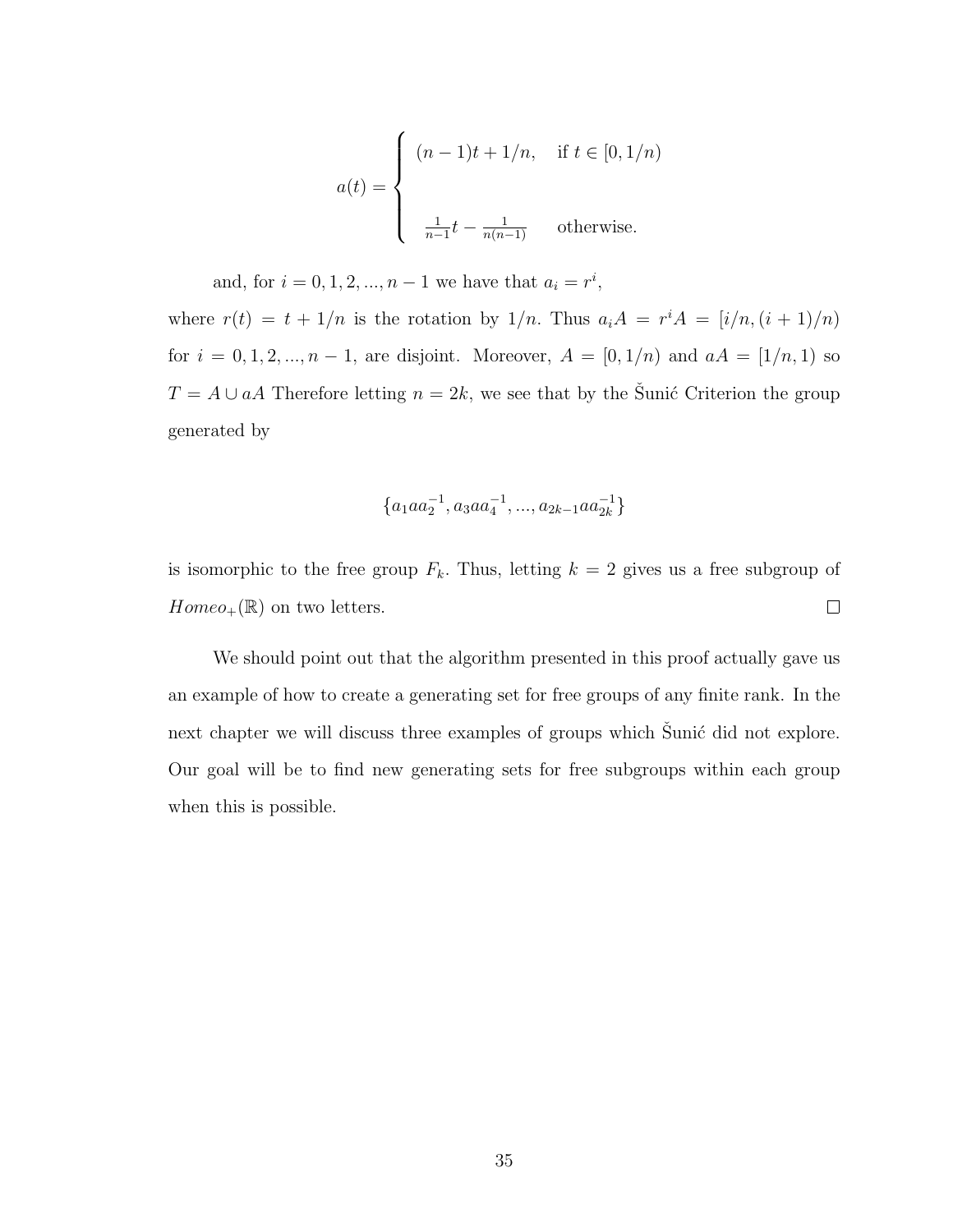$$
a(t) = \begin{cases} (n-1)t + 1/n, & \text{if } t \in [0, 1/n) \\ \\ \frac{1}{n-1}t - \frac{1}{n(n-1)} & \text{otherwise.} \end{cases}
$$

and, for $i = 0, 1, 2, ..., n-1$ we have that $a_i = r^i$,

where $r(t) = t + 1/n$ is the rotation by $1/n$. Thus $a_i A = r^i A = [i/n, (i+1)/n)$ for $i = 0, 1, 2, ..., n-1$, are disjoint. Moreover, $A = [0, 1/n)$ and $aA = [1/n, 1)$ so $T = A \cup aA$ Therefore letting $n = 2k$, we see that by the Šunić Criterion the group generated by

$$
\{a_1 a a_2^{-1}, a_3 a a_4^{-1}, ..., a_{2k-1} a a_{2k}^{-1}\}
$$

is isomorphic to the free group $F_k$. Thus, letting $k = 2$ gives us a free subgroup of $Homeo_+(\mathbb{R})$ on two letters. □

We should point out that the algorithm presented in this proof actually gave us an example of how to create a generating set for free groups of any finite rank. In the next chapter we will discuss three examples of groups which Šunić did not explore. Our goal will be to find new generating sets for free subgroups within each group when this is possible.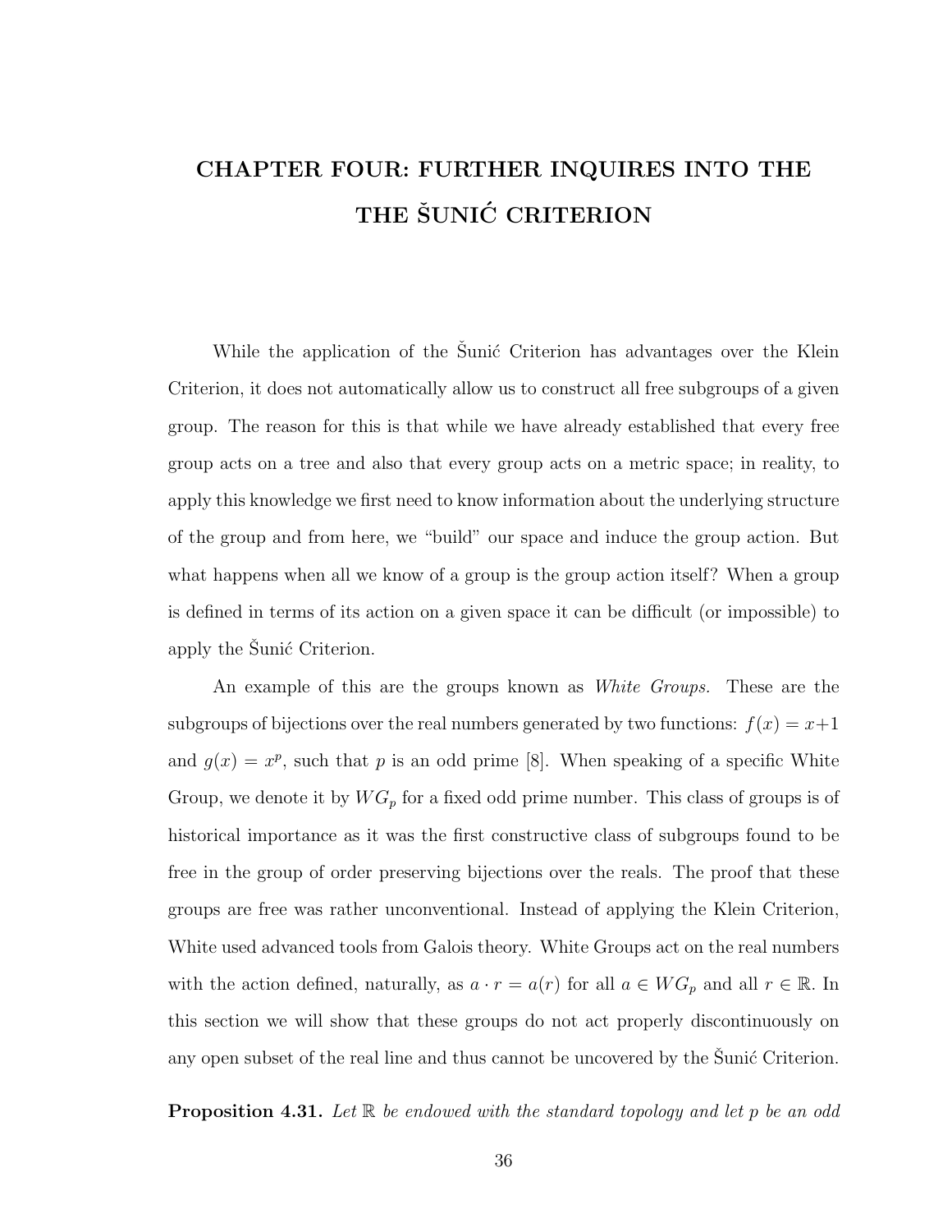# CHAPTER FOUR: FURTHER INQUIRES INTO THE THE ŠUNIĆ CRITERION

While the application of the Šunić Criterion has advantages over the Klein Criterion, it does not automatically allow us to construct all free subgroups of a given group. The reason for this is that while we have already established that every free group acts on a tree and also that every group acts on a metric space; in reality, to apply this knowledge we first need to know information about the underlying structure of the group and from here, we "build" our space and induce the group action. But what happens when all we know of a group is the group action itself? When a group is defined in terms of its action on a given space it can be difficult (or impossible) to apply the Šunić Criterion.

An example of this are the groups known as *White Groups.* These are the subgroups of bijections over the real numbers generated by two functions: $f(x) = x+1$ and $g(x) = x^p$, such that $p$ is an odd prime [8]. When speaking of a specific White Group, we denote it by $WG_p$ for a fixed odd prime number. This class of groups is of historical importance as it was the first constructive class of subgroups found to be free in the group of order preserving bijections over the reals. The proof that these groups are free was rather unconventional. Instead of applying the Klein Criterion, White used advanced tools from Galois theory. White Groups act on the real numbers with the action defined, naturally, as $a \cdot r = a(r)$ for all $a \in WG_p$ and all $r \in \mathbb{R}$. In this section we will show that these groups do not act properly discontinuously on any open subset of the real line and thus cannot be uncovered by the Šunić Criterion.

**Proposition 4.31.** *Let $\mathbb{R}$ be endowed with the standard topology and let $p$ be an odd*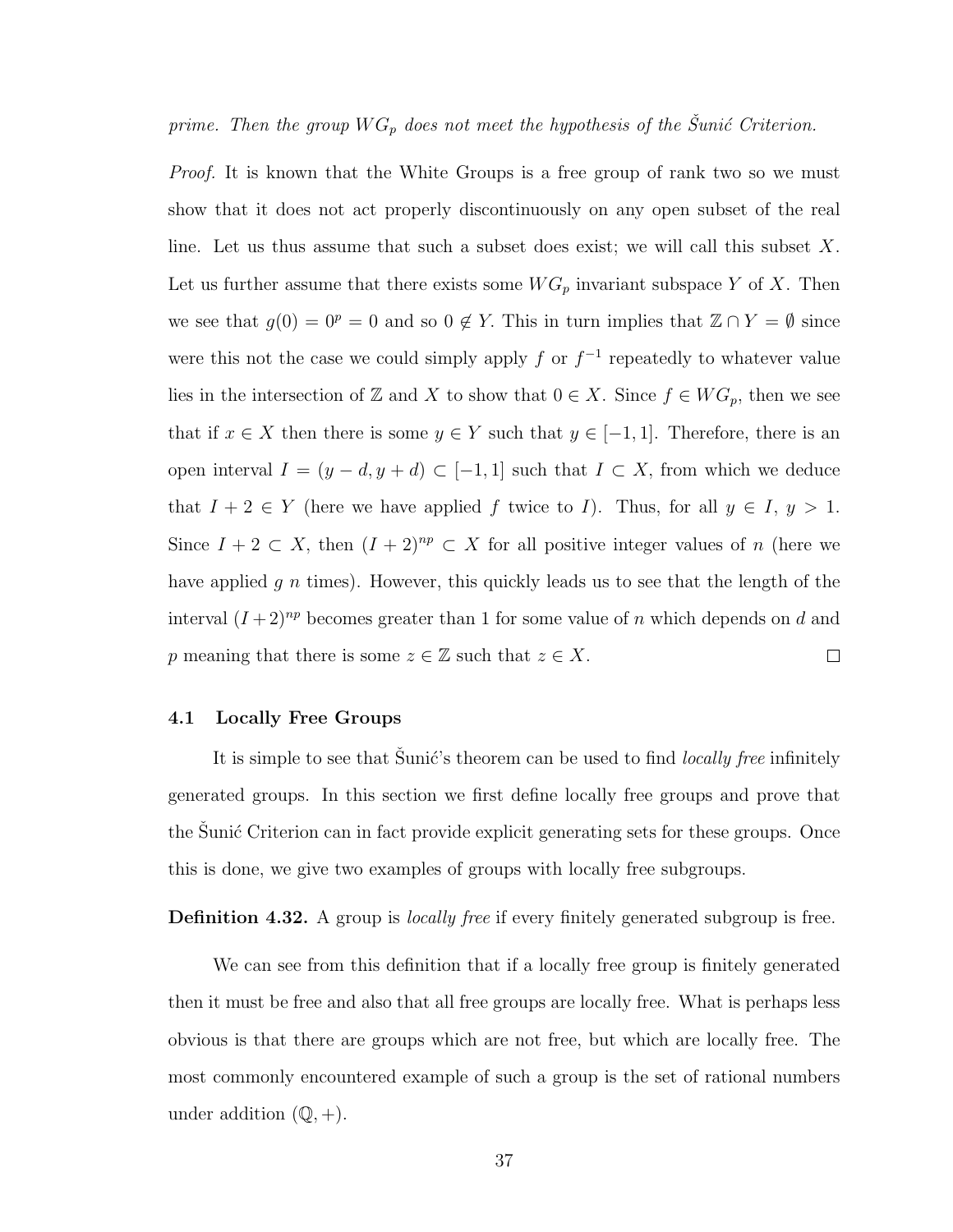*prime. Then the group $WG_p$ does not meet the hypothesis of the Šunić Criterion.*

*Proof.* It is known that the White Groups is a free group of rank two so we must show that it does not act properly discontinuously on any open subset of the real line. Let us thus assume that such a subset does exist; we will call this subset $X$. Let us further assume that there exists some $WG_p$ invariant subspace $Y$ of $X$. Then we see that $g(0) = 0^p = 0$ and so $0 \notin Y$. This in turn implies that $\mathbb{Z} \cap Y = \emptyset$ since were this not the case we could simply apply $f$ or $f^{-1}$ repeatedly to whatever value lies in the intersection of $\mathbb{Z}$ and $X$ to show that $0 \in X$. Since $f \in WG_p$, then we see that if $x \in X$ then there is some $y \in Y$ such that $y \in [-1, 1]$. Therefore, there is an open interval $I = (y - d, y + d) \subset [-1, 1]$ such that $I \subset X$, from which we deduce that $I + 2 \in Y$ (here we have applied $f$ twice to $I$). Thus, for all $y \in I$, $y > 1$. Since $I + 2 \subset X$, then $(I + 2)^{np} \subset X$ for all positive integer values of $n$ (here we have applied $g$ $n$ times). However, this quickly leads us to see that the length of the interval $(I + 2)^{np}$ becomes greater than 1 for some value of $n$ which depends on $d$ and $p$ meaning that there is some $z \in \mathbb{Z}$ such that $z \in X$. □

### 4.1 Locally Free Groups

It is simple to see that Šunić's theorem can be used to find *locally free* infinitely generated groups. In this section we first define locally free groups and prove that the Šunić Criterion can in fact provide explicit generating sets for these groups. Once this is done, we give two examples of groups with locally free subgroups.

**Definition 4.32.** A group is *locally free* if every finitely generated subgroup is free.

We can see from this definition that if a locally free group is finitely generated then it must be free and also that all free groups are locally free. What is perhaps less obvious is that there are groups which are not free, but which are locally free. The most commonly encountered example of such a group is the set of rational numbers under addition $(\mathbb{Q}, +)$.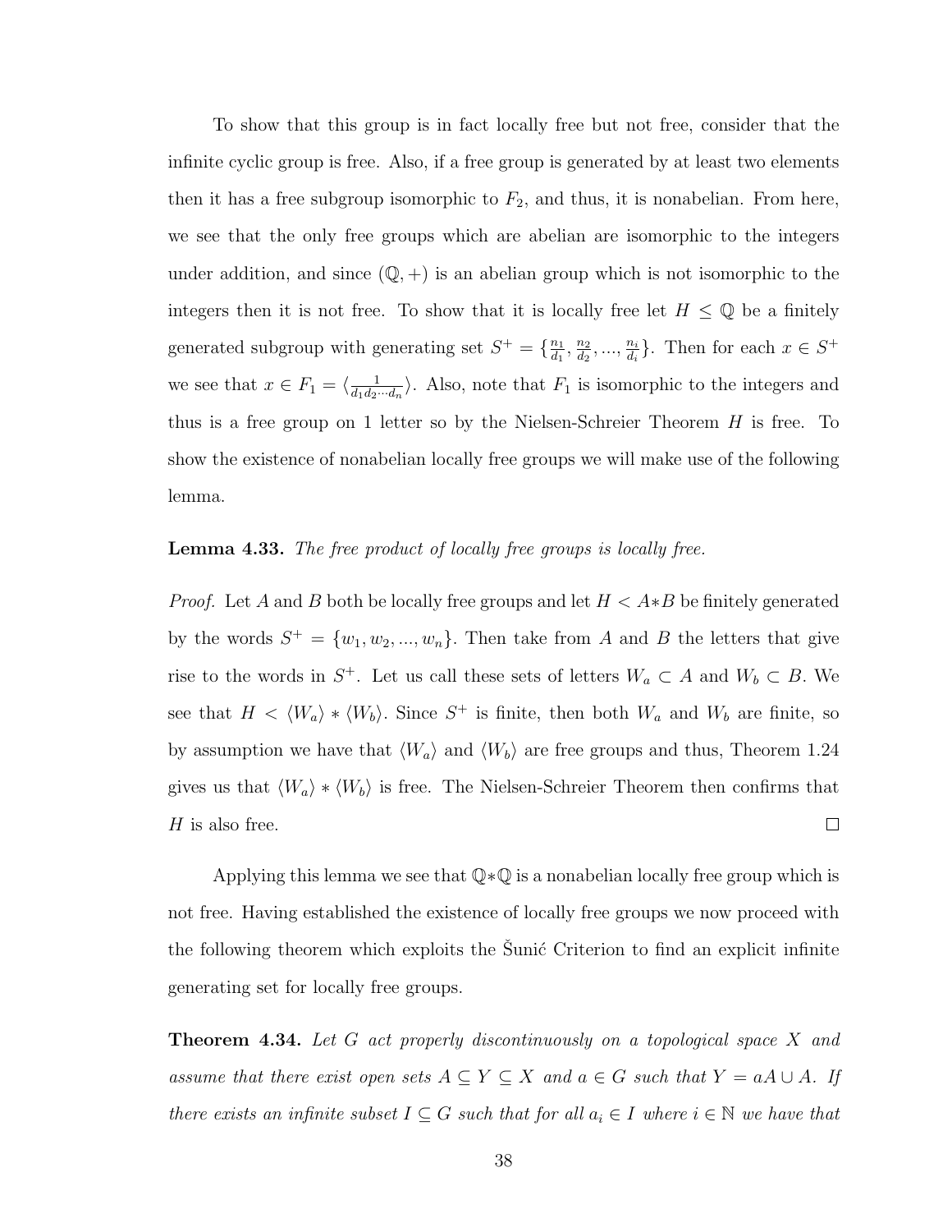To show that this group is in fact locally free but not free, consider that the infinite cyclic group is free. Also, if a free group is generated by at least two elements then it has a free subgroup isomorphic to $F_2$, and thus, it is nonabelian. From here, we see that the only free groups which are abelian are isomorphic to the integers under addition, and since $(\mathbb{Q}, +)$ is an abelian group which is not isomorphic to the integers then it is not free. To show that it is locally free let $H \leq \mathbb{Q}$ be a finitely generated subgroup with generating set $S^+ = \{\frac{n_1}{d_1}, \frac{n_2}{d_2}, ..., \frac{n_i}{d_i}\}$. Then for each $x \in S^+$ we see that $x \in F_1 = \langle \frac{1}{d_1 d_2 \cdots d_n} \rangle$. Also, note that $F_1$ is isomorphic to the integers and thus is a free group on 1 letter so by the Nielsen-Schreier Theorem $H$ is free. To show the existence of nonabelian locally free groups we will make use of the following lemma.

**Lemma 4.33.** *The free product of locally free groups is locally free.*

*Proof.* Let $A$ and $B$ both be locally free groups and let $H < A * B$ be finitely generated by the words $S^+ = \{w_1, w_2, ..., w_n\}$. Then take from $A$ and $B$ the letters that give rise to the words in $S^+$. Let us call these sets of letters $W_a \subset A$ and $W_b \subset B$. We see that $H < \langle W_a \rangle * \langle W_b \rangle$. Since $S^+$ is finite, then both $W_a$ and $W_b$ are finite, so by assumption we have that $\langle W_a \rangle$ and $\langle W_b \rangle$ are free groups and thus, Theorem 1.24 gives us that $\langle W_a \rangle * \langle W_b \rangle$ is free. The Nielsen-Schreier Theorem then confirms that $H$ is also free. □

Applying this lemma we see that $\mathbb{Q} * \mathbb{Q}$ is a nonabelian locally free group which is not free. Having established the existence of locally free groups we now proceed with the following theorem which exploits the Šunić Criterion to find an explicit infinite generating set for locally free groups.

**Theorem 4.34.** *Let $G$ act properly discontinuously on a topological space $X$ and assume that there exist open sets $A \subseteq Y \subseteq X$ and $a \in G$ such that $Y = aA \cup A$. If there exists an infinite subset $I \subseteq G$ such that for all $a_i \in I$ where $i \in \mathbb{N}$ we have that*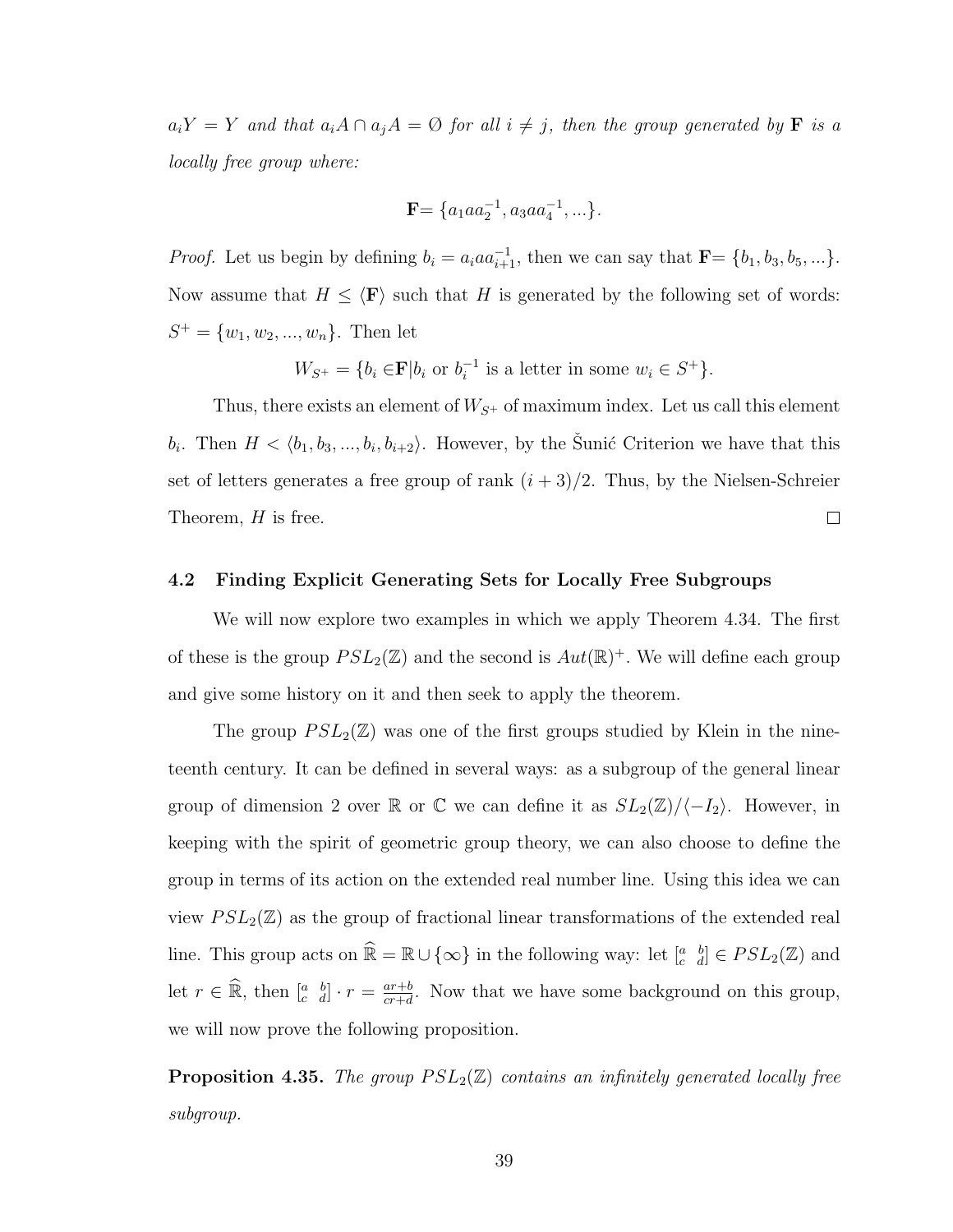*$a_iY = Y$ and that $a_iA \cap a_jA = \emptyset$ for all $i \neq j$, then the group generated by $\mathbf{F}$ is a locally free group where:*

$$\mathbf{F} = \{a_1aa_2^{-1}, a_3aa_4^{-1}, \ldots\}.$$

*Proof.* Let us begin by defining $b_i = a_iaa_{i+1}^{-1}$, then we can say that $\mathbf{F} = \{b_1, b_3, b_5, \ldots\}$. Now assume that $H \leq \langle \mathbf{F} \rangle$ such that $H$ is generated by the following set of words: $S^+ = \{w_1, w_2, \ldots, w_n\}$. Then let

$$W_{S^+} = \{b_i \in \mathbf{F} | b_i \text{ or } b_i^{-1} \text{ is a letter in some } w_i \in S^+\}.$$

Thus, there exists an element of $W_{S^+}$ of maximum index. Let us call this element $b_i$. Then $H < \langle b_1, b_3, \ldots, b_i, b_{i+2} \rangle$. However, by the Šunić Criterion we have that this set of letters generates a free group of rank $(i+3)/2$. Thus, by the Nielsen-Schreier Theorem, $H$ is free. □

### 4.2 Finding Explicit Generating Sets for Locally Free Subgroups

We will now explore two examples in which we apply Theorem 4.34. The first of these is the group $PSL_2(\mathbb{Z})$ and the second is $Aut(\mathbb{R})^+$. We will define each group and give some history on it and then seek to apply the theorem.

The group $PSL_2(\mathbb{Z})$ was one of the first groups studied by Klein in the nineteenth century. It can be defined in several ways: as a subgroup of the general linear group of dimension 2 over $\mathbb{R}$ or $\mathbb{C}$ we can define it as $SL_2(\mathbb{Z})/\langle -I_2 \rangle$. However, in keeping with the spirit of geometric group theory, we can also choose to define the group in terms of its action on the extended real number line. Using this idea we can view $PSL_2(\mathbb{Z})$ as the group of fractional linear transformations of the extended real line. This group acts on $\widehat{\mathbb{R}} = \mathbb{R} \cup \{\infty\}$ in the following way: let $\left[\begin{smallmatrix} a & b \\ c & d \end{smallmatrix}\right] \in PSL_2(\mathbb{Z})$ and let $r \in \widehat{\mathbb{R}}$, then $\left[\begin{smallmatrix} a & b \\ c & d \end{smallmatrix}\right] \cdot r = \frac{ar+b}{cr+d}$. Now that we have some background on this group, we will now prove the following proposition.

**Proposition 4.35.** *The group $PSL_2(\mathbb{Z})$ contains an infinitely generated locally free subgroup.*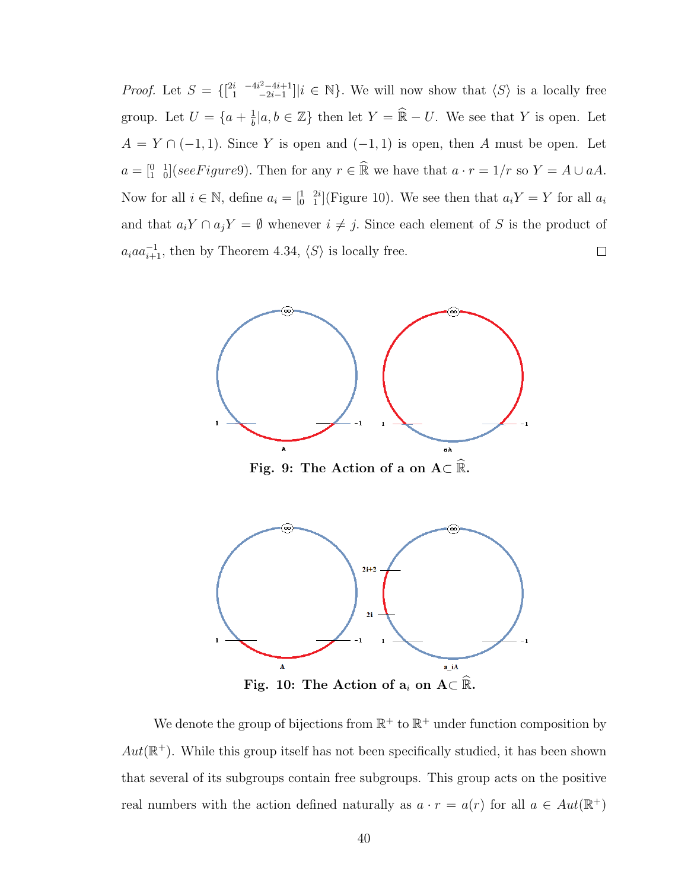*Proof.* Let $S = \{\left[\begin{smallmatrix} 2i & -4i^2-4i+1 \\ 1 & -2i-1 \end{smallmatrix}\right] | i \in \mathbb{N}\}$. We will now show that $\langle S \rangle$ is a locally free group. Let $U = \{a + \frac{1}{b} | a, b \in \mathbb{Z}\}$ then let $Y = \widehat{\mathbb{R}} - U$. We see that $Y$ is open. Let $A = Y \cap (-1, 1)$. Since $Y$ is open and $(-1, 1)$ is open, then $A$ must be open. Let $a = \left[\begin{smallmatrix} 0 & 1 \\ 1 & 0 \end{smallmatrix}\right]$ $(see Figure 9)$. Then for any $r \in \widehat{\mathbb{R}}$ we have that $a \cdot r = 1/r$ so $Y = A \cup aA$. Now for all $i \in \mathbb{N}$, define $a_i = \left[\begin{smallmatrix} 1 & 2i \\ 0 & 1 \end{smallmatrix}\right]$(Figure 10). We see then that $a_i Y = Y$ for all $a_i$ and that $a_i Y \cap a_j Y = \emptyset$ whenever $i \neq j$. Since each element of $S$ is the product of $a_i a a_{i+1}^{-1}$, then by Theorem 4.34, $\langle S \rangle$ is locally free. □

**Fig. 9: The Action of a on A$\subset \widehat{\mathbb{R}}$.**

**Fig. 10: The Action of a$_i$ on A$\subset \widehat{\mathbb{R}}$.**

We denote the group of bijections from $\mathbb{R}^+$ to $\mathbb{R}^+$ under function composition by $Aut(\mathbb{R}^+)$. While this group itself has not been specifically studied, it has been shown that several of its subgroups contain free subgroups. This group acts on the positive real numbers with the action defined naturally as $a \cdot r = a(r)$ for all $a \in Aut(\mathbb{R}^+)$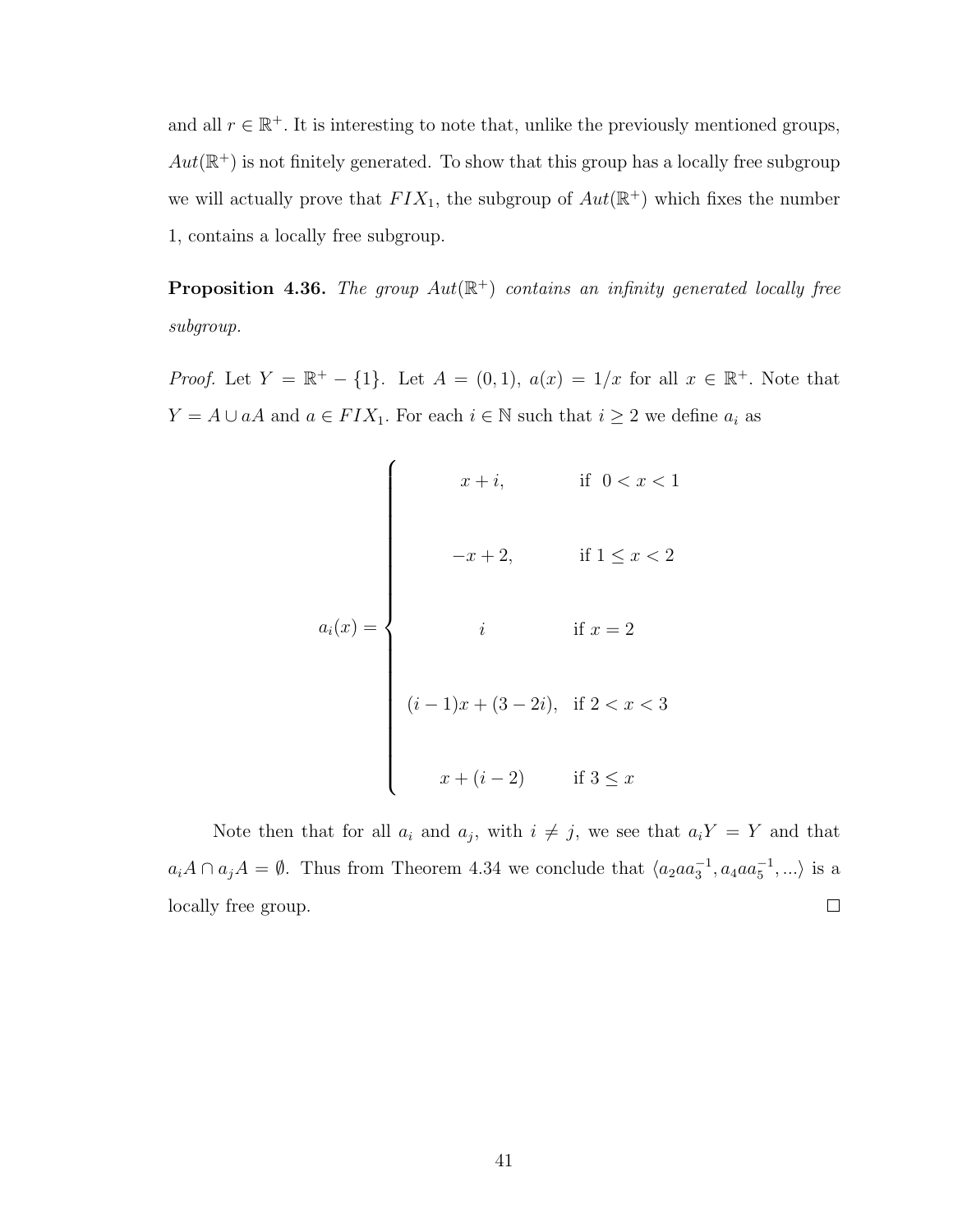and all $r \in \mathbb{R}^+$. It is interesting to note that, unlike the previously mentioned groups, $Aut(\mathbb{R}^+)$ is not finitely generated. To show that this group has a locally free subgroup we will actually prove that $FIX_1$, the subgroup of $Aut(\mathbb{R}^+)$ which fixes the number 1, contains a locally free subgroup.

**Proposition 4.36.** *The group $Aut(\mathbb{R}^+)$ contains an infinity generated locally free subgroup.*

*Proof.* Let $Y = \mathbb{R}^+ - \{1\}$. Let $A = (0, 1)$, $a(x) = 1/x$ for all $x \in \mathbb{R}^+$. Note that $Y = A \cup aA$ and $a \in FIX_1$. For each $i \in \mathbb{N}$ such that $i \geq 2$ we define $a_i$ as

$$a_i(x) = \begin{cases} x + i, & \text{if } 0 < x < 1 \\ -x + 2, & \text{if } 1 \leq x < 2 \\ i & \text{if } x = 2 \\ (i-1)x + (3 - 2i), & \text{if } 2 < x < 3 \\ x + (i - 2) & \text{if } 3 \leq x \end{cases}$$

Note then that for all $a_i$ and $a_j$, with $i \neq j$, we see that $a_i Y = Y$ and that $a_i A \cap a_j A = \emptyset$. Thus from Theorem 4.34 we conclude that $\langle a_2 a a_3^{-1}, a_4 a a_5^{-1}, ...\rangle$ is a locally free group. $\square$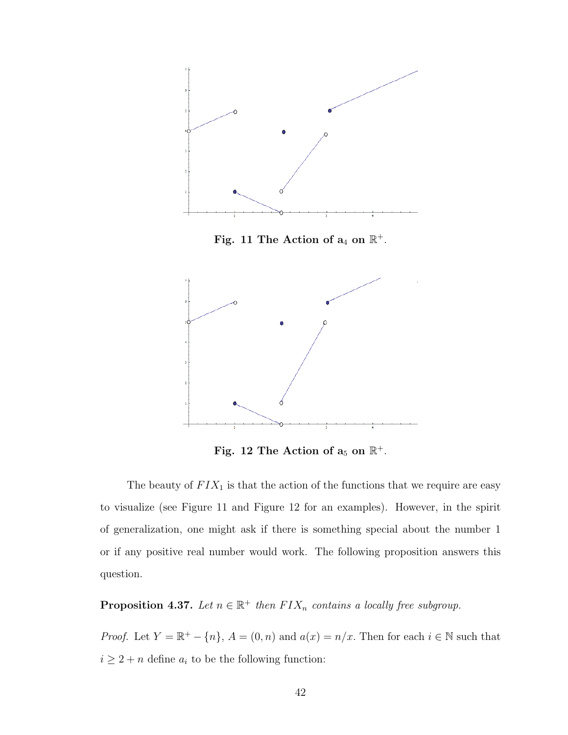Fig. 11 The Action of $\mathbf{a}_4$ on $\mathbb{R}^+$.

Fig. 12 The Action of $\mathbf{a}_5$ on $\mathbb{R}^+$.

The beauty of $FIX_1$ is that the action of the functions that we require are easy to visualize (see Figure 11 and Figure 12 for an examples). However, in the spirit of generalization, one might ask if there is something special about the number 1 or if any positive real number would work. The following proposition answers this question.

**Proposition 4.37.** *Let $n \in \mathbb{R}^+$ then $FIX_n$ contains a locally free subgroup.*

*Proof.* Let $Y = \mathbb{R}^+ - \{n\}$, $A = (0, n)$ and $a(x) = n/x$. Then for each $i \in \mathbb{N}$ such that $i \geq 2 + n$ define $a_i$ to be the following function: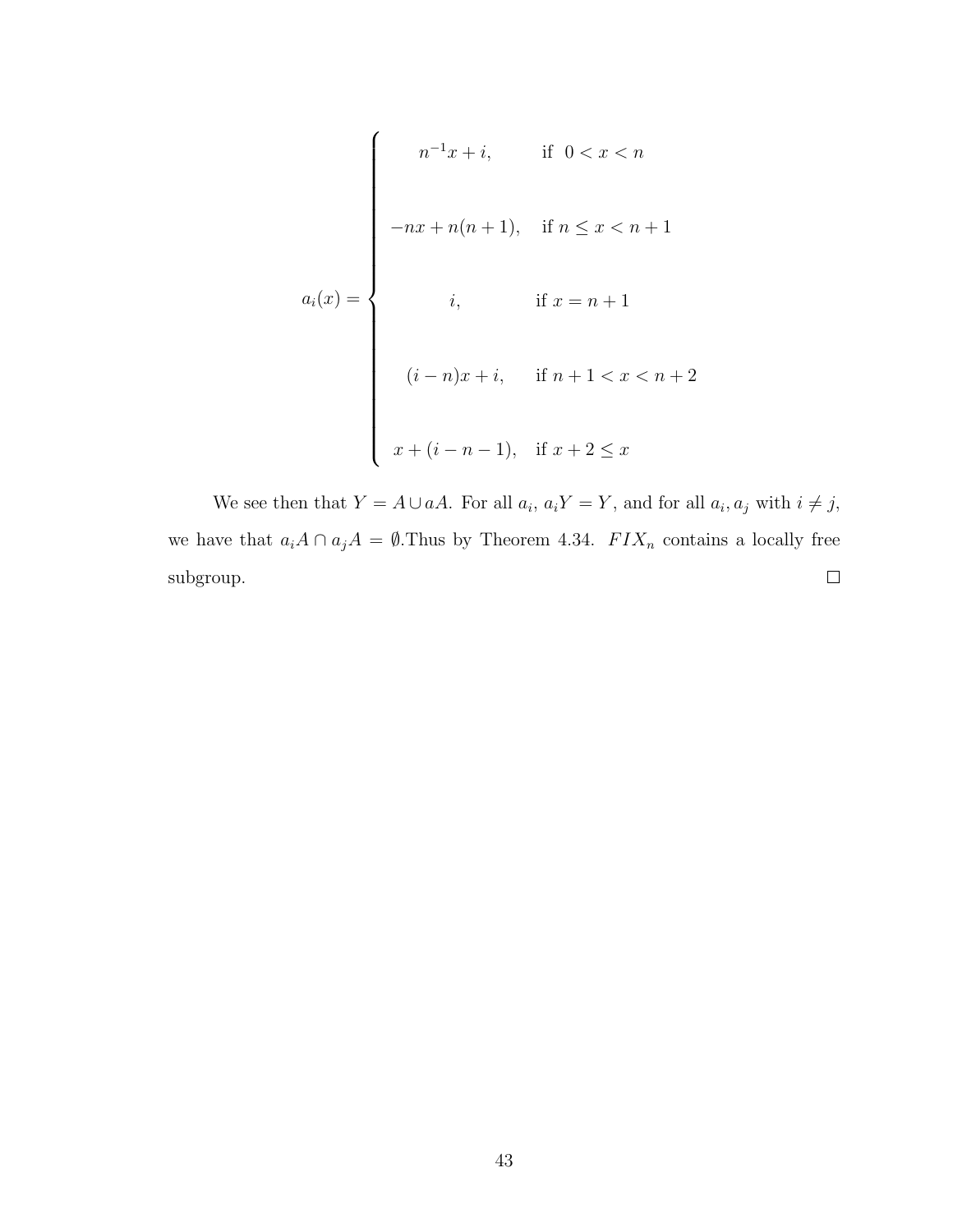$$
a_i(x) = \begin{cases} n^{-1}x + i, & \text{if } \ 0 < x < n \\ -nx + n(n+1), & \text{if } n \leq x < n+1 \\ i, & \text{if } x = n+1 \\ (i-n)x + i, & \text{if } n+1 < x < n+2 \\ x + (i-n-1), & \text{if } x+2 \leq x \end{cases}
$$

We see then that $Y = A \cup aA$. For all $a_i$, $a_iY = Y$, and for all $a_i, a_j$ with $i \neq j$, we have that $a_iA \cap a_jA = \emptyset$.Thus by Theorem 4.34. $FIX_n$ contains a locally free subgroup. $\square$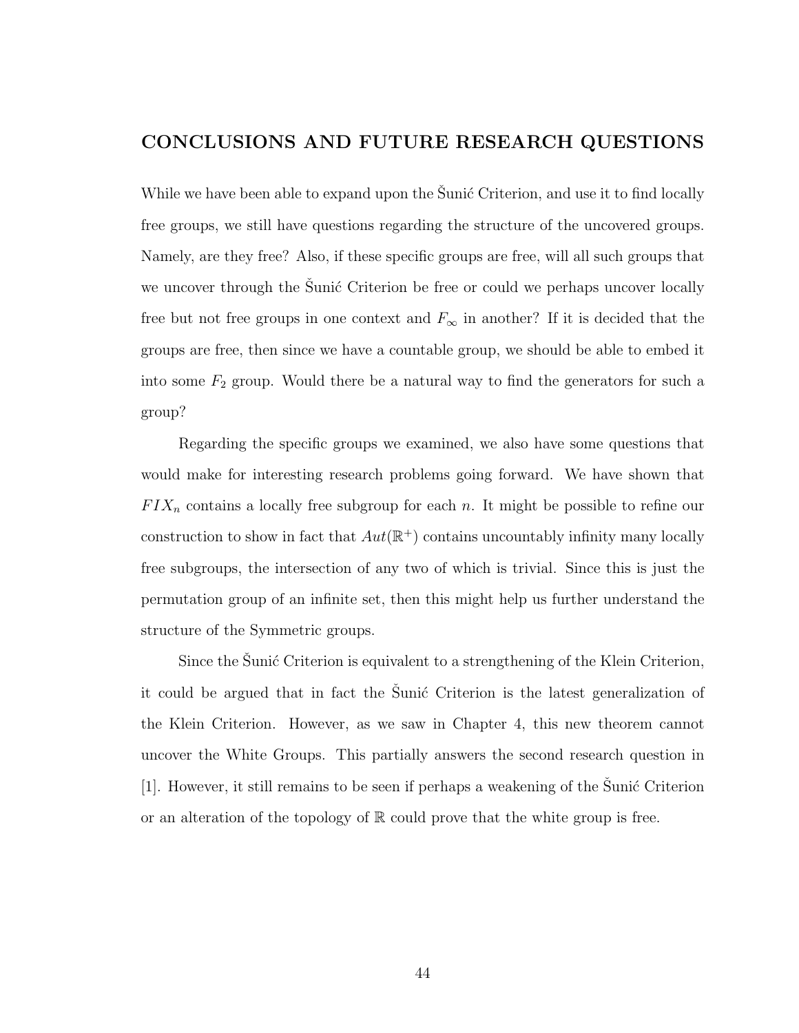# CONCLUSIONS AND FUTURE RESEARCH QUESTIONS

While we have been able to expand upon the Šunić Criterion, and use it to find locally free groups, we still have questions regarding the structure of the uncovered groups. Namely, are they free? Also, if these specific groups are free, will all such groups that we uncover through the Šunić Criterion be free or could we perhaps uncover locally free but not free groups in one context and $F_\infty$ in another? If it is decided that the groups are free, then since we have a countable group, we should be able to embed it into some $F_2$ group. Would there be a natural way to find the generators for such a group?

Regarding the specific groups we examined, we also have some questions that would make for interesting research problems going forward. We have shown that $FIX_n$ contains a locally free subgroup for each $n$. It might be possible to refine our construction to show in fact that $Aut(\mathbb{R}^+)$ contains uncountably infinity many locally free subgroups, the intersection of any two of which is trivial. Since this is just the permutation group of an infinite set, then this might help us further understand the structure of the Symmetric groups.

Since the Šunić Criterion is equivalent to a strengthening of the Klein Criterion, it could be argued that in fact the Šunić Criterion is the latest generalization of the Klein Criterion. However, as we saw in Chapter 4, this new theorem cannot uncover the White Groups. This partially answers the second research question in [1]. However, it still remains to be seen if perhaps a weakening of the Šunić Criterion or an alteration of the topology of $\mathbb{R}$ could prove that the white group is free.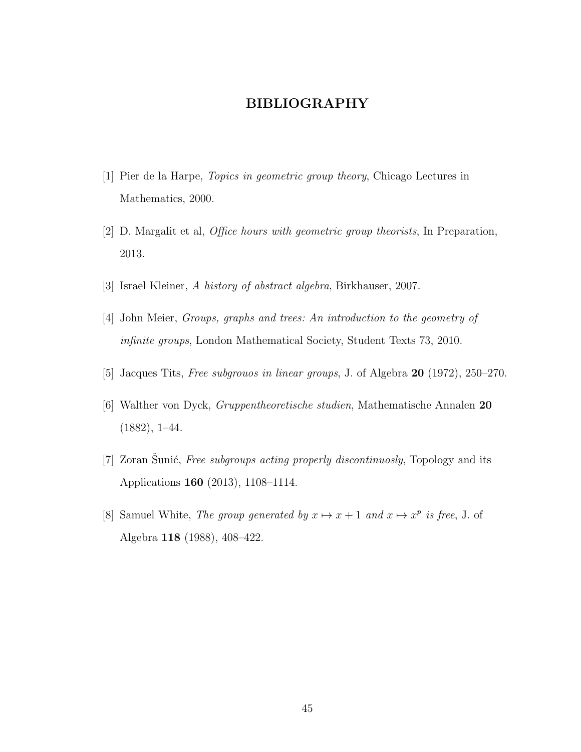# BIBLIOGRAPHY

[1] Pier de la Harpe, *Topics in geometric group theory*, Chicago Lectures in Mathematics, 2000.

[2] D. Margalit et al, *Office hours with geometric group theorists*, In Preparation, 2013.

[3] Israel Kleiner, *A history of abstract algebra*, Birkhauser, 2007.

[4] John Meier, *Groups, graphs and trees: An introduction to the geometry of infinite groups*, London Mathematical Society, Student Texts 73, 2010.

[5] Jacques Tits, *Free subgrouos in linear groups*, J. of Algebra **20** (1972), 250–270.

[6] Walther von Dyck, *Gruppentheoretische studien*, Mathematische Annalen **20** (1882), 1–44.

[7] Zoran Šunić, *Free subgroups acting properly discontinuosly*, Topology and its Applications **160** (2013), 1108–1114.

[8] Samuel White, *The group generated by* $x \mapsto x + 1$ *and* $x \mapsto x^p$ *is free*, J. of Algebra **118** (1988), 408–422.